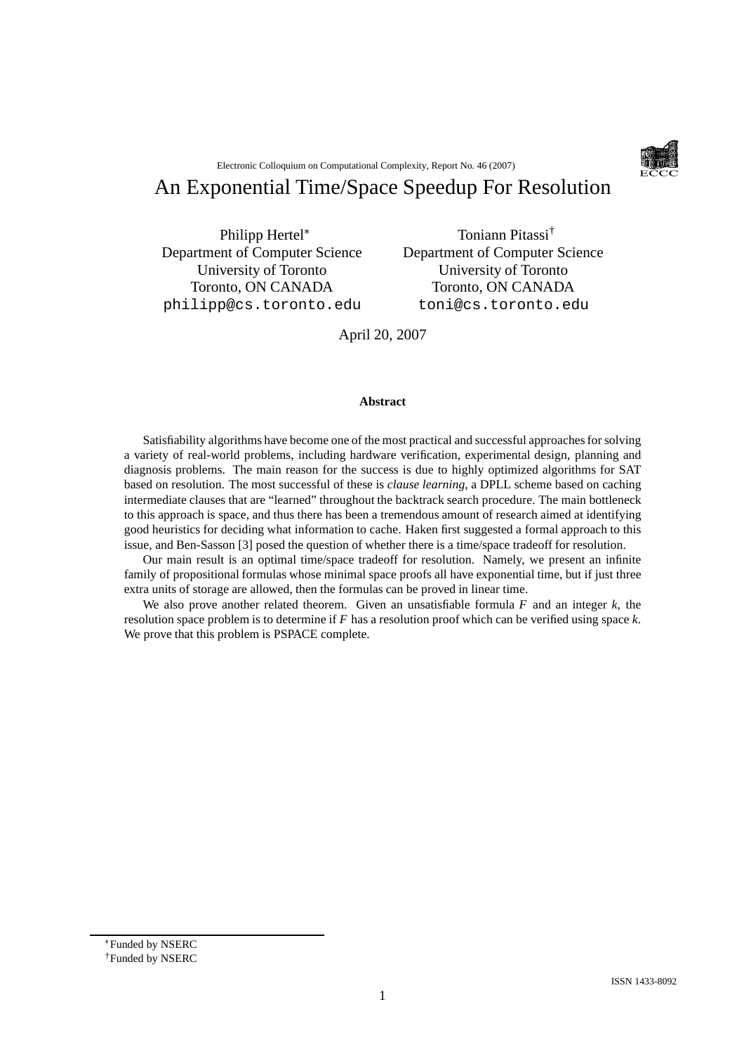Electronic Colloquium on Computational Complexity, Report No. 46 (2007)

# An Exponential Time/Space Speedup For Resolution

Philipp Hertel[*]
Department of Computer Science
University of Toronto
Toronto, ON CANADA
philipp@cs.toronto.edu

Toniann Pitassi[†]
Department of Computer Science
University of Toronto
Toronto, ON CANADA
toni@cs.toronto.edu

April 20, 2007

**Abstract**

Satisfiability algorithms have become one of the most practical and successful approaches for solving a variety of real-world problems, including hardware verification, experimental design, planning and diagnosis problems. The main reason for the success is due to highly optimized algorithms for SAT based on resolution. The most successful of these is *clause learning*, a DPLL scheme based on caching intermediate clauses that are "learned" throughout the backtrack search procedure. The main bottleneck to this approach is space, and thus there has been a tremendous amount of research aimed at identifying good heuristics for deciding what information to cache. Haken first suggested a formal approach to this issue, and Ben-Sasson [3] posed the question of whether there is a time/space tradeoff for resolution.

Our main result is an optimal time/space tradeoff for resolution. Namely, we present an infinite family of propositional formulas whose minimal space proofs all have exponential time, but if just three extra units of storage are allowed, then the formulas can be proved in linear time.

We also prove another related theorem. Given an unsatisfiable formula $F$ and an integer $k$, the resolution space problem is to determine if $F$ has a resolution proof which can be verified using space $k$. We prove that this problem is PSPACE complete.

[*]Funded by NSERC
[†]Funded by NSERC

ISSN 1433-8092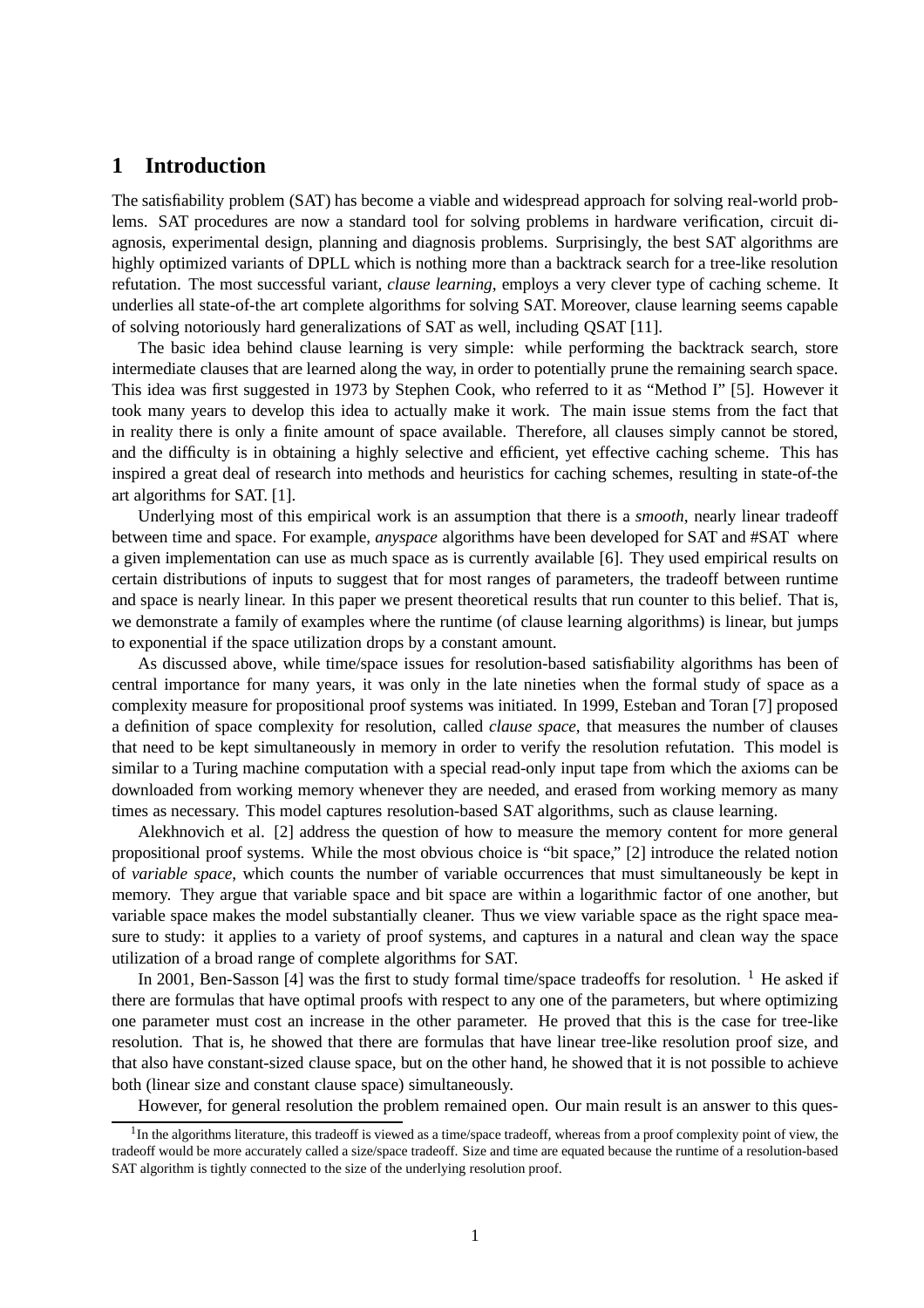# 1 Introduction

The satisfiability problem (SAT) has become a viable and widespread approach for solving real-world problems. SAT procedures are now a standard tool for solving problems in hardware verification, circuit diagnosis, experimental design, planning and diagnosis problems. Surprisingly, the best SAT algorithms are highly optimized variants of DPLL which is nothing more than a backtrack search for a tree-like resolution refutation. The most successful variant, *clause learning*, employs a very clever type of caching scheme. It underlies all state-of-the art complete algorithms for solving SAT. Moreover, clause learning seems capable of solving notoriously hard generalizations of SAT as well, including QSAT [11].

The basic idea behind clause learning is very simple: while performing the backtrack search, store intermediate clauses that are learned along the way, in order to potentially prune the remaining search space. This idea was first suggested in 1973 by Stephen Cook, who referred to it as "Method I" [5]. However it took many years to develop this idea to actually make it work. The main issue stems from the fact that in reality there is only a finite amount of space available. Therefore, all clauses simply cannot be stored, and the difficulty is in obtaining a highly selective and efficient, yet effective caching scheme. This has inspired a great deal of research into methods and heuristics for caching schemes, resulting in state-of-the art algorithms for SAT. [1].

Underlying most of this empirical work is an assumption that there is a *smooth*, nearly linear tradeoff between time and space. For example, *anyspace* algorithms have been developed for SAT and #SAT where a given implementation can use as much space as is currently available [6]. They used empirical results on certain distributions of inputs to suggest that for most ranges of parameters, the tradeoff between runtime and space is nearly linear. In this paper we present theoretical results that run counter to this belief. That is, we demonstrate a family of examples where the runtime (of clause learning algorithms) is linear, but jumps to exponential if the space utilization drops by a constant amount.

As discussed above, while time/space issues for resolution-based satisfiability algorithms has been of central importance for many years, it was only in the late nineties when the formal study of space as a complexity measure for propositional proof systems was initiated. In 1999, Esteban and Toran [7] proposed a definition of space complexity for resolution, called *clause space*, that measures the number of clauses that need to be kept simultaneously in memory in order to verify the resolution refutation. This model is similar to a Turing machine computation with a special read-only input tape from which the axioms can be downloaded from working memory whenever they are needed, and erased from working memory as many times as necessary. This model captures resolution-based SAT algorithms, such as clause learning.

Alekhnovich et al. [2] address the question of how to measure the memory content for more general propositional proof systems. While the most obvious choice is "bit space," [2] introduce the related notion of *variable space*, which counts the number of variable occurrences that must simultaneously be kept in memory. They argue that variable space and bit space are within a logarithmic factor of one another, but variable space makes the model substantially cleaner. Thus we view variable space as the right space measure to study: it applies to a variety of proof systems, and captures in a natural and clean way the space utilization of a broad range of complete algorithms for SAT.

In 2001, Ben-Sasson [4] was the first to study formal time/space tradeoffs for resolution. [1] He asked if there are formulas that have optimal proofs with respect to any one of the parameters, but where optimizing one parameter must cost an increase in the other parameter. He proved that this is the case for tree-like resolution. That is, he showed that there are formulas that have linear tree-like resolution proof size, and that also have constant-sized clause space, but on the other hand, he showed that it is not possible to achieve both (linear size and constant clause space) simultaneously.

However, for general resolution the problem remained open. Our main result is an answer to this ques-

[1] In the algorithms literature, this tradeoff is viewed as a time/space tradeoff, whereas from a proof complexity point of view, the tradeoff would be more accurately called a size/space tradeoff. Size and time are equated because the runtime of a resolution-based SAT algorithm is tightly connected to the size of the underlying resolution proof.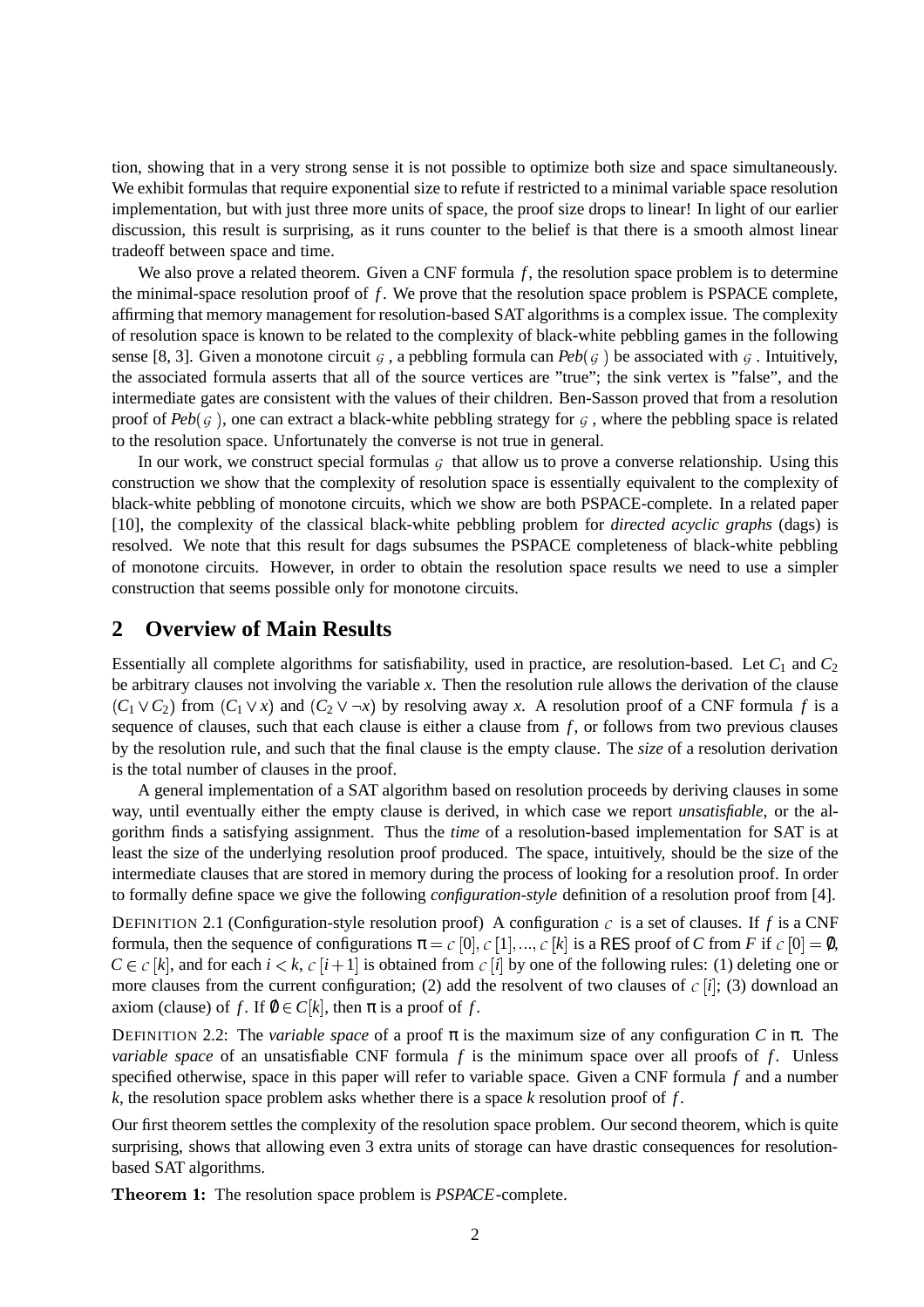tion, showing that in a very strong sense it is not possible to optimize both size and space simultaneously. We exhibit formulas that require exponential size to refute if restricted to a minimal variable space resolution implementation, but with just three more units of space, the proof size drops to linear! In light of our earlier discussion, this result is surprising, as it runs counter to the belief is that there is a smooth almost linear tradeoff between space and time.

We also prove a related theorem. Given a CNF formula $f$, the resolution space problem is to determine the minimal-space resolution proof of $f$. We prove that the resolution space problem is PSPACE complete, affirming that memory management for resolution-based SAT algorithms is a complex issue. The complexity of resolution space is known to be related to the complexity of black-white pebbling games in the following sense [8, 3]. Given a monotone circuit $\mathcal{G}$, a pebbling formula can $Peb(\mathcal{G})$ be associated with $\mathcal{G}$. Intuitively, the associated formula asserts that all of the source vertices are "true"; the sink vertex is "false", and the intermediate gates are consistent with the values of their children. Ben-Sasson proved that from a resolution proof of $Peb(\mathcal{G})$, one can extract a black-white pebbling strategy for $\mathcal{G}$, where the pebbling space is related to the resolution space. Unfortunately the converse is not true in general.

In our work, we construct special formulas $\mathcal{G}$ that allow us to prove a converse relationship. Using this construction we show that the complexity of resolution space is essentially equivalent to the complexity of black-white pebbling of monotone circuits, which we show are both PSPACE-complete. In a related paper [10], the complexity of the classical black-white pebbling problem for *directed acyclic graphs* (dags) is resolved. We note that this result for dags subsumes the PSPACE completeness of black-white pebbling of monotone circuits. However, in order to obtain the resolution space results we need to use a simpler construction that seems possible only for monotone circuits.

## 2 Overview of Main Results

Essentially all complete algorithms for satisfiability, used in practice, are resolution-based. Let $C_1$ and $C_2$ be arbitrary clauses not involving the variable $x$. Then the resolution rule allows the derivation of the clause $(C_1 \vee C_2)$ from $(C_1 \vee x)$ and $(C_2 \vee \neg x)$ by resolving away $x$. A resolution proof of a CNF formula $f$ is a sequence of clauses, such that each clause is either a clause from $f$, or follows from two previous clauses by the resolution rule, and such that the final clause is the empty clause. The *size* of a resolution derivation is the total number of clauses in the proof.

A general implementation of a SAT algorithm based on resolution proceeds by deriving clauses in some way, until eventually either the empty clause is derived, in which case we report *unsatisfiable*, or the algorithm finds a satisfying assignment. Thus the *time* of a resolution-based implementation for SAT is at least the size of the underlying resolution proof produced. The space, intuitively, should be the size of the intermediate clauses that are stored in memory during the process of looking for a resolution proof. In order to formally define space we give the following *configuration-style* definition of a resolution proof from [4].

DEFINITION 2.1 (Configuration-style resolution proof) A configuration $\mathcal{C}$ is a set of clauses. If $f$ is a CNF formula, then the sequence of configurations $\pi = \mathcal{C}[0], \mathcal{C}[1], ..., \mathcal{C}[k]$ is a RES proof of $C$ from $F$ if $\mathcal{C}[0] = \emptyset$, $C \in \mathcal{C}[k]$, and for each $i < k$, $\mathcal{C}[i+1]$ is obtained from $\mathcal{C}[i]$ by one of the following rules: (1) deleting one or more clauses from the current configuration; (2) add the resolvent of two clauses of $\mathcal{C}[i]$; (3) download an axiom (clause) of $f$. If $\emptyset \in C[k]$, then $\pi$ is a proof of $f$.

DEFINITION 2.2: The *variable space* of a proof $\pi$ is the maximum size of any configuration $C$ in $\pi$. The *variable space* of an unsatisfiable CNF formula $f$ is the minimum space over all proofs of $f$. Unless specified otherwise, space in this paper will refer to variable space. Given a CNF formula $f$ and a number $k$, the resolution space problem asks whether there is a space $k$ resolution proof of $f$.

Our first theorem settles the complexity of the resolution space problem. Our second theorem, which is quite surprising, shows that allowing even 3 extra units of storage can have drastic consequences for resolution-based SAT algorithms.

**Theorem 1:** The resolution space problem is *PSPACE*-complete.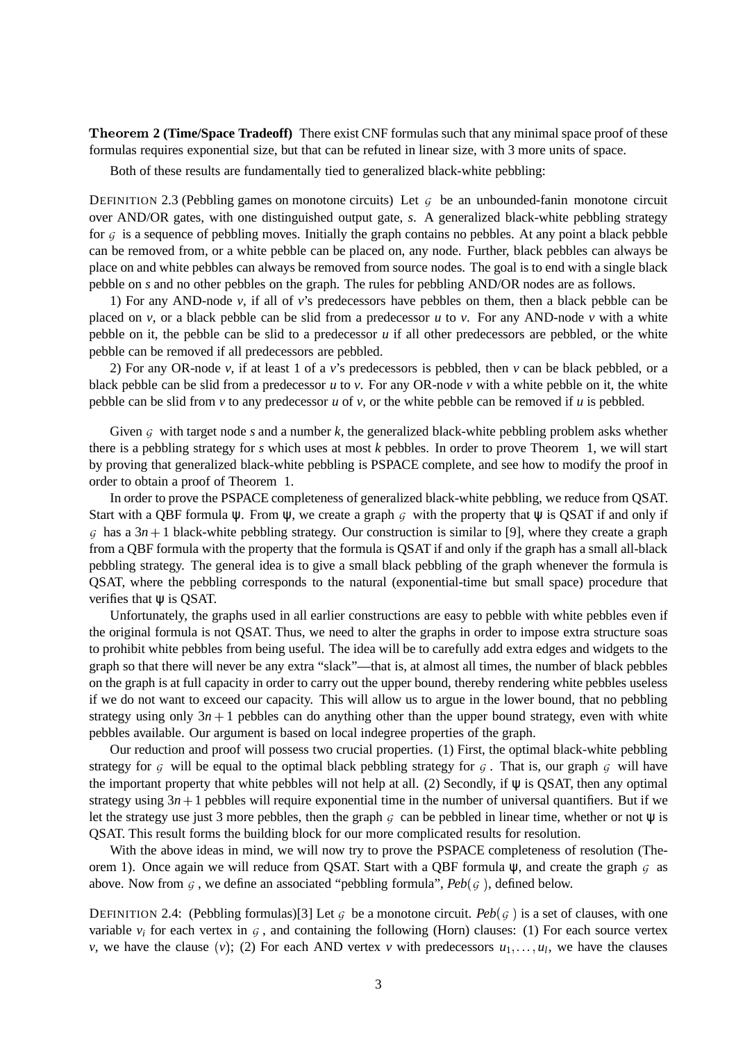**Theorem 2 (Time/Space Tradeoff)** There exist CNF formulas such that any minimal space proof of these formulas requires exponential size, but that can be refuted in linear size, with 3 more units of space.

Both of these results are fundamentally tied to generalized black-white pebbling:

DEFINITION 2.3 (Pebbling games on monotone circuits) Let $\mathcal{G}$ be an unbounded-fanin monotone circuit over AND/OR gates, with one distinguished output gate, $s$. A generalized black-white pebbling strategy for $\mathcal{G}$ is a sequence of pebbling moves. Initially the graph contains no pebbles. At any point a black pebble can be removed from, or a white pebble can be placed on, any node. Further, black pebbles can always be place on and white pebbles can always be removed from source nodes. The goal is to end with a single black pebble on $s$ and no other pebbles on the graph. The rules for pebbling AND/OR nodes are as follows.

1) For any AND-node $v$, if all of $v$'s predecessors have pebbles on them, then a black pebble can be placed on $v$, or a black pebble can be slid from a predecessor $u$ to $v$. For any AND-node $v$ with a white pebble on it, the pebble can be slid to a predecessor $u$ if all other predecessors are pebbled, or the white pebble can be removed if all predecessors are pebbled.

2) For any OR-node $v$, if at least 1 of a $v$'s predecessors is pebbled, then $v$ can be black pebbled, or a black pebble can be slid from a predecessor $u$ to $v$. For any OR-node $v$ with a white pebble on it, the white pebble can be slid from $v$ to any predecessor $u$ of $v$, or the white pebble can be removed if $u$ is pebbled.

Given $\mathcal{G}$ with target node $s$ and a number $k$, the generalized black-white pebbling problem asks whether there is a pebbling strategy for $s$ which uses at most $k$ pebbles. In order to prove Theorem 1, we will start by proving that generalized black-white pebbling is PSPACE complete, and see how to modify the proof in order to obtain a proof of Theorem 1.

In order to prove the PSPACE completeness of generalized black-white pebbling, we reduce from QSAT. Start with a QBF formula $\psi$. From $\psi$, we create a graph $\mathcal{G}$ with the property that $\psi$ is QSAT if and only if $\mathcal{G}$ has a $3n+1$ black-white pebbling strategy. Our construction is similar to [9], where they create a graph from a QBF formula with the property that the formula is QSAT if and only if the graph has a small all-black pebbling strategy. The general idea is to give a small black pebbling of the graph whenever the formula is QSAT, where the pebbling corresponds to the natural (exponential-time but small space) procedure that verifies that $\psi$ is QSAT.

Unfortunately, the graphs used in all earlier constructions are easy to pebble with white pebbles even if the original formula is not QSAT. Thus, we need to alter the graphs in order to impose extra structure soas to prohibit white pebbles from being useful. The idea will be to carefully add extra edges and widgets to the graph so that there will never be any extra "slack"—that is, at almost all times, the number of black pebbles on the graph is at full capacity in order to carry out the upper bound, thereby rendering white pebbles useless if we do not want to exceed our capacity. This will allow us to argue in the lower bound, that no pebbling strategy using only $3n+1$ pebbles can do anything other than the upper bound strategy, even with white pebbles available. Our argument is based on local indegree properties of the graph.

Our reduction and proof will possess two crucial properties. (1) First, the optimal black-white pebbling strategy for $\mathcal{G}$ will be equal to the optimal black pebbling strategy for $\mathcal{G}$. That is, our graph $\mathcal{G}$ will have the important property that white pebbles will not help at all. (2) Secondly, if $\psi$ is QSAT, then any optimal strategy using $3n+1$ pebbles will require exponential time in the number of universal quantifiers. But if we let the strategy use just 3 more pebbles, then the graph $\mathcal{G}$ can be pebbled in linear time, whether or not $\psi$ is QSAT. This result forms the building block for our more complicated results for resolution.

With the above ideas in mind, we will now try to prove the PSPACE completeness of resolution (Theorem 1). Once again we will reduce from QSAT. Start with a QBF formula $\psi$, and create the graph $\mathcal{G}$ as above. Now from $\mathcal{G}$, we define an associated "pebbling formula", $Peb(\mathcal{G})$, defined below.

DEFINITION 2.4: (Pebbling formulas)[3] Let $\mathcal{G}$ be a monotone circuit. $Peb(\mathcal{G})$ is a set of clauses, with one variable $v_i$ for each vertex in $\mathcal{G}$, and containing the following (Horn) clauses: (1) For each source vertex $v$, we have the clause $(v)$; (2) For each AND vertex $v$ with predecessors $u_1, \ldots, u_l$, we have the clauses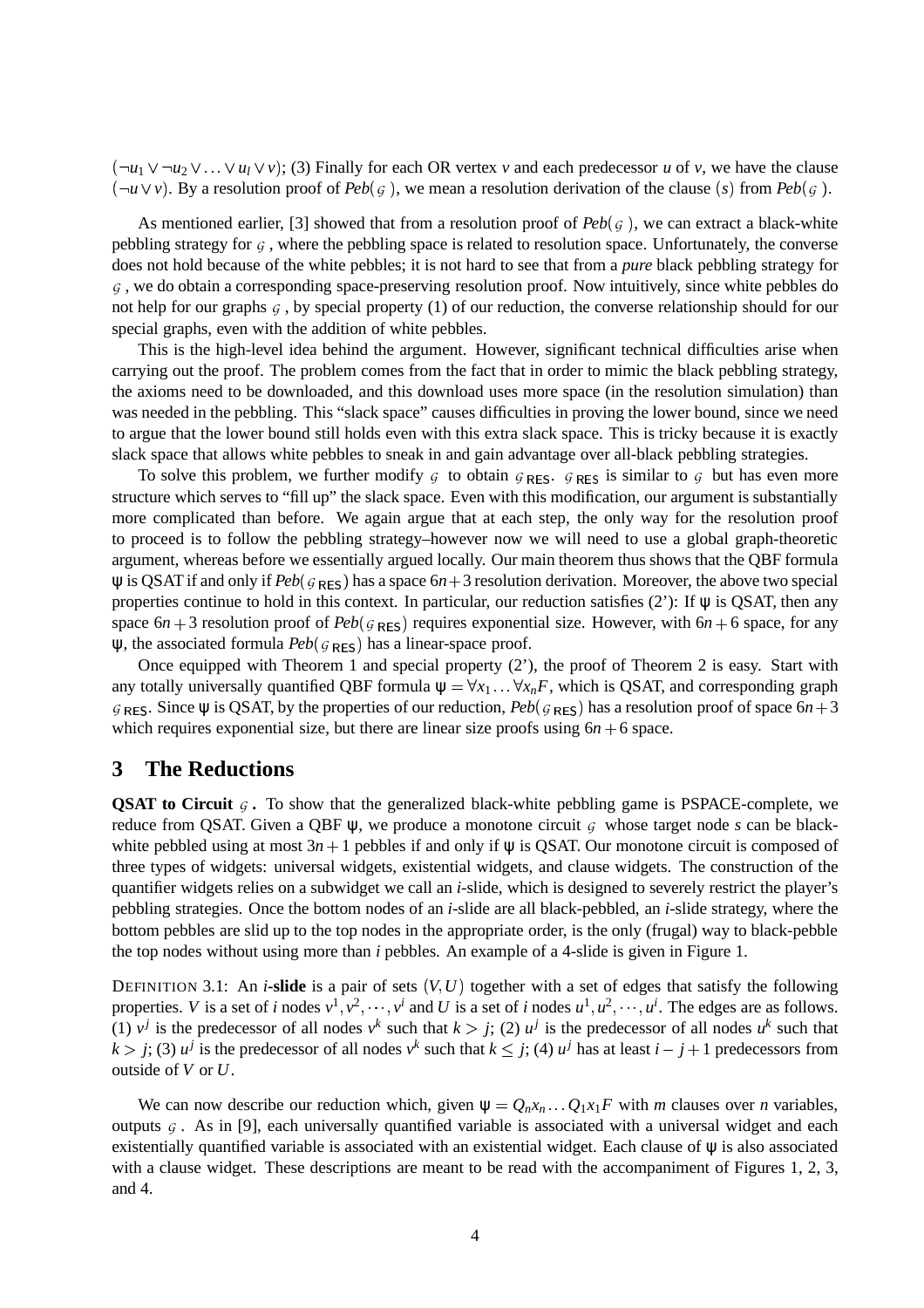$(\neg u_1 \vee \neg u_2 \vee \ldots \vee u_l \vee v)$; (3) Finally for each OR vertex $v$ and each predecessor $u$ of $v$, we have the clause $(\neg u \vee v)$. By a resolution proof of *Peb*($\mathcal{G}$), we mean a resolution derivation of the clause $(s)$ from *Peb*($\mathcal{G}$).

As mentioned earlier, [3] showed that from a resolution proof of *Peb*($\mathcal{G}$), we can extract a black-white pebbling strategy for $\mathcal{G}$, where the pebbling space is related to resolution space. Unfortunately, the converse does not hold because of the white pebbles; it is not hard to see that from a *pure* black pebbling strategy for $\mathcal{G}$, we do obtain a corresponding space-preserving resolution proof. Now intuitively, since white pebbles do not help for our graphs $\mathcal{G}$, by special property (1) of our reduction, the converse relationship should for our special graphs, even with the addition of white pebbles.

This is the high-level idea behind the argument. However, significant technical difficulties arise when carrying out the proof. The problem comes from the fact that in order to mimic the black pebbling strategy, the axioms need to be downloaded, and this download uses more space (in the resolution simulation) than was needed in the pebbling. This "slack space" causes difficulties in proving the lower bound, since we need to argue that the lower bound still holds even with this extra slack space. This is tricky because it is exactly slack space that allows white pebbles to sneak in and gain advantage over all-black pebbling strategies.

To solve this problem, we further modify $\mathcal{G}$ to obtain $\mathcal{G}_{\mathsf{RES}}$. $\mathcal{G}_{\mathsf{RES}}$ is similar to $\mathcal{G}$ but has even more structure which serves to "fill up" the slack space. Even with this modification, our argument is substantially more complicated than before. We again argue that at each step, the only way for the resolution proof to proceed is to follow the pebbling strategy–however now we will need to use a global graph-theoretic argument, whereas before we essentially argued locally. Our main theorem thus shows that the QBF formula $\psi$ is QSAT if and only if *Peb*($\mathcal{G}_{\mathsf{RES}}$) has a space $6n+3$ resolution derivation. Moreover, the above two special properties continue to hold in this context. In particular, our reduction satisfies (2'): If $\psi$ is QSAT, then any space $6n+3$ resolution proof of *Peb*($\mathcal{G}_{\mathsf{RES}}$) requires exponential size. However, with $6n+6$ space, for any $\psi$, the associated formula *Peb*($\mathcal{G}_{\mathsf{RES}}$) has a linear-space proof.

Once equipped with Theorem 1 and special property (2'), the proof of Theorem 2 is easy. Start with any totally universally quantified QBF formula $\psi = \forall x_1 \ldots \forall x_n F$, which is QSAT, and corresponding graph $\mathcal{G}_{\mathsf{RES}}$. Since $\psi$ is QSAT, by the properties of our reduction, *Peb*($\mathcal{G}_{\mathsf{RES}}$) has a resolution proof of space $6n+3$ which requires exponential size, but there are linear size proofs using $6n+6$ space.

## 3 The Reductions

**QSAT to Circuit $\mathcal{G}$.** To show that the generalized black-white pebbling game is PSPACE-complete, we reduce from QSAT. Given a QBF $\psi$, we produce a monotone circuit $\mathcal{G}$ whose target node $s$ can be black-white pebbled using at most $3n+1$ pebbles if and only if $\psi$ is QSAT. Our monotone circuit is composed of three types of widgets: universal widgets, existential widgets, and clause widgets. The construction of the quantifier widgets relies on a subwidget we call an $i$-slide, which is designed to severely restrict the player's pebbling strategies. Once the bottom nodes of an $i$-slide are all black-pebbled, an $i$-slide strategy, where the bottom pebbles are slid up to the top nodes in the appropriate order, is the only (frugal) way to black-pebble the top nodes without using more than $i$ pebbles. An example of a 4-slide is given in Figure 1.

DEFINITION 3.1: An $i$**-slide** is a pair of sets $(V,U)$ together with a set of edges that satisfy the following properties. $V$ is a set of $i$ nodes $v^1, v^2, \cdots, v^i$ and $U$ is a set of $i$ nodes $u^1, u^2, \cdots, u^i$. The edges are as follows. (1) $v^j$ is the predecessor of all nodes $v^k$ such that $k > j$; (2) $u^j$ is the predecessor of all nodes $u^k$ such that $k > j$; (3) $u^j$ is the predecessor of all nodes $v^k$ such that $k \leq j$; (4) $u^j$ has at least $i-j+1$ predecessors from outside of $V$ or $U$.

We can now describe our reduction which, given $\psi = Q_n x_n \ldots Q_1 x_1 F$ with $m$ clauses over $n$ variables, outputs $\mathcal{G}$. As in [9], each universally quantified variable is associated with a universal widget and each existentially quantified variable is associated with an existential widget. Each clause of $\psi$ is also associated with a clause widget. These descriptions are meant to be read with the accompaniment of Figures 1, 2, 3, and 4.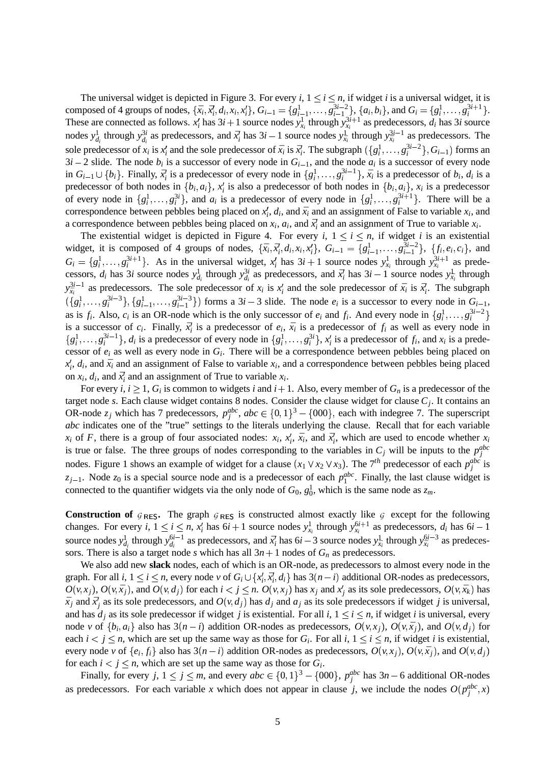The universal widget is depicted in Figure 3. For every $i$, $1 \le i \le n$, if widget $i$ is a universal widget, it is composed of 4 groups of nodes, $\{\bar{x}_i, \bar{x}'_i, d_i, x_i, x'_i\}$, $G_{i-1} = \{g^1_{i-1}, \ldots, g^{3i-2}_{i-1}\}$, $\{a_i, b_i\}$, and $G_i = \{g^1_i, \ldots, g^{3i+1}_i\}$. These are connected as follows. $x'_i$ has $3i+1$ source nodes $y^1_{x_i}$ through $y^{3i+1}_{x_i}$ as predecessors, $d_i$ has $3i$ source nodes $y^1_{d_i}$ through $y^{3i}_{d_i}$ as predecessors, and $\bar{x}'_i$ has $3i-1$ source nodes $y^1_{\bar{x}_i}$ through $y^{3i-1}_{\bar{x}_i}$ as predecessors. The sole predecessor of $x_i$ is $x'_i$ and the sole predecessor of $\bar{x}_i$ is $\bar{x}'_i$. The subgraph $(\{g^1_i, \ldots, g^{3i-2}_i\}, G_{i-1})$ forms an $3i-2$ slide. The node $b_i$ is a successor of every node in $G_{i-1}$, and the node $a_i$ is a successor of every node in $G_{i-1} \cup \{b_i\}$. Finally, $\bar{x}'_i$ is a predecessor of every node in $\{g^1_i, \ldots, g^{3i-1}_i\}$, $\bar{x}_i$ is a predecessor of $b_i$, $d_i$ is a predecessor of both nodes in $\{b_i, a_i\}$, $x'_i$ is also a predecessor of both nodes in $\{b_i, a_i\}$, $x_i$ is a predecessor of every node in $\{g^1_i, \ldots, g^{3i}_i\}$, and $a_i$ is a predecessor of every node in $\{g^1_i, \ldots, g^{3i+1}_i\}$. There will be a correspondence between pebbles being placed on $x'_i$, $d_i$, and $\bar{x}_i$ and an assignment of False to variable $x_i$, and a correspondence between pebbles being placed on $x_i$, $a_i$, and $\bar{x}'_i$ and an assignment of True to variable $x_i$.

The existential widget is depicted in Figure 4. For every $i$, $1 \le i \le n$, if widget $i$ is an existential widget, it is composed of 4 groups of nodes, $\{\bar{x}_i, \bar{x}'_i, d_i, x_i, x'_i\}$, $G_{i-1} = \{g^1_{i-1}, \ldots, g^{3i-2}_{i-1}\}$, $\{f_i, e_i, c_i\}$, and $G_i = \{g^1_i, \ldots, g^{3i+1}_i\}$. As in the universal widget, $x'_i$ has $3i+1$ source nodes $y^1_{x_i}$ through $y^{3i+1}_{x_i}$ as predecessors, $d_i$ has $3i$ source nodes $y^1_{d_i}$ through $y^{3i}_{d_i}$ as predecessors, and $\bar{x}'_i$ has $3i-1$ source nodes $y^1_{\bar{x}_i}$ through $y^{3i-1}_{\bar{x}_i}$ as predecessors. The sole predecessor of $x_i$ is $x'_i$ and the sole predecessor of $\bar{x}_i$ is $\bar{x}'_i$. The subgraph $(\{g^1_i, \ldots, g^{3i-3}_i\}, \{g^1_{i-1}, \ldots, g^{3i-3}_{i-1}\})$ forms a $3i-3$ slide. The node $e_i$ is a successor to every node in $G_{i-1}$, as is $f_i$. Also, $c_i$ is an OR-node which is the only successor of $e_i$ and $f_i$. And every node in $\{g^1_i, \ldots, g^{3i-2}_i\}$ is a successor of $c_i$. Finally, $\bar{x}'_i$ is a predecessor of $e_i$, $\bar{x}_i$ is a predecessor of $f_i$ as well as every node in $\{g^1_i, \ldots, g^{3i-1}_i\}$, $d_i$ is a predecessor of every node in $\{g^1_i, \ldots, g^{3i}_i\}$, $x'_i$ is a predecessor of $f_i$, and $x_i$ is a predecessor of $e_i$ as well as every node in $G_i$. There will be a correspondence between pebbles being placed on $x'_i$, $d_i$, and $\bar{x}_i$ and an assignment of False to variable $x_i$, and a correspondence between pebbles being placed on $x_i$, $d_i$, and $\bar{x}'_i$ and an assignment of True to variable $x_i$.

For every $i$, $i \ge 1$, $G_i$ is common to widgets $i$ and $i+1$. Also, every member of $G_n$ is a predecessor of the target node $s$. Each clause widget contains 8 nodes. Consider the clause widget for clause $C_j$. It contains an OR-node $z_j$ which has 7 predecessors, $p^{abc}_j$, $abc \in \{0,1\}^3 - \{000\}$, each with indegree 7. The superscript $abc$ indicates one of the "true" settings to the literals underlying the clause. Recall that for each variable $x_i$ of $F$, there is a group of four associated nodes: $x_i$, $x'_i$, $\bar{x}_i$, and $\bar{x}'_i$, which are used to encode whether $x_i$ is true or false. The three groups of nodes corresponding to the variables in $C_j$ will be inputs to the $p^{abc}_j$ nodes. Figure 1 shows an example of widget for a clause $(x_1 \vee x_2 \vee x_3)$. The $7^{th}$ predecessor of each $p^{abc}_j$ is $z_{j-1}$. Node $z_0$ is a special source node and is a predecessor of each $p^{abc}_1$. Finally, the last clause widget is connected to the quantifier widgets via the only node of $G_0$, $g^1_0$, which is the same node as $z_m$.

**Construction of $\mathcal{G}_{\mathsf{RES}}$.** The graph $\mathcal{G}_{\mathsf{RES}}$ is constructed almost exactly like $\mathcal{G}$ except for the following changes. For every $i$, $1 \le i \le n$, $x'_i$ has $6i+1$ source nodes $y^1_{x_i}$ through $y^{6i+1}_{x_i}$ as predecessors, $d_i$ has $6i-1$ source nodes $y^1_{d_i}$ through $y^{6i-1}_{d_i}$ as predecessors, and $\bar{x}'_i$ has $6i-3$ source nodes $y^1_{\bar{x}_i}$ through $y^{6i-3}_{\bar{x}_i}$ as predecessors. There is also a target node $s$ which has all $3n+1$ nodes of $G_n$ as predecessors.

We also add new **slack** nodes, each of which is an OR-node, as predecessors to almost every node in the graph. For all $i$, $1 \le i \le n$, every node $v$ of $G_i \cup \{x'_i, \bar{x}'_i, d_i\}$ has $3(n-i)$ additional OR-nodes as predecessors, $O(v, x_j)$, $O(v, \bar{x}_j)$, and $O(v, d_j)$ for each $i < j \le n$. $O(v, x_j)$ has $x_j$ and $x'_j$ as its sole predecessors, $O(v, \bar{x}_k)$ has $\bar{x}_j$ and $\bar{x}'_j$ as its sole predecessors, and $O(v, d_j)$ has $d_j$ and $a_j$ as its sole predecessors if widget $j$ is universal, and has $d_j$ as its sole predecessor if widget $j$ is existential. For all $i$, $1 \le i \le n$, if widget $i$ is universal, every node $v$ of $\{b_i, a_i\}$ also has $3(n-i)$ addition OR-nodes as predecessors, $O(v, x_j)$, $O(v, \bar{x}_j)$, and $O(v, d_j)$ for each $i < j \le n$, which are set up the same way as those for $G_i$. For all $i$, $1 \le i \le n$, if widget $i$ is existential, every node $v$ of $\{e_i, f_i\}$ also has $3(n-i)$ addition OR-nodes as predecessors, $O(v, x_j)$, $O(v, \bar{x}_j)$, and $O(v, d_j)$ for each $i < j \le n$, which are set up the same way as those for $G_i$.

Finally, for every $j$, $1 \le j \le m$, and every $abc \in \{0,1\}^3 - \{000\}$, $p^{abc}_j$ has $3n-6$ additional OR-nodes as predecessors. For each variable $x$ which does not appear in clause $j$, we include the nodes $O(p^{abc}_j, x)$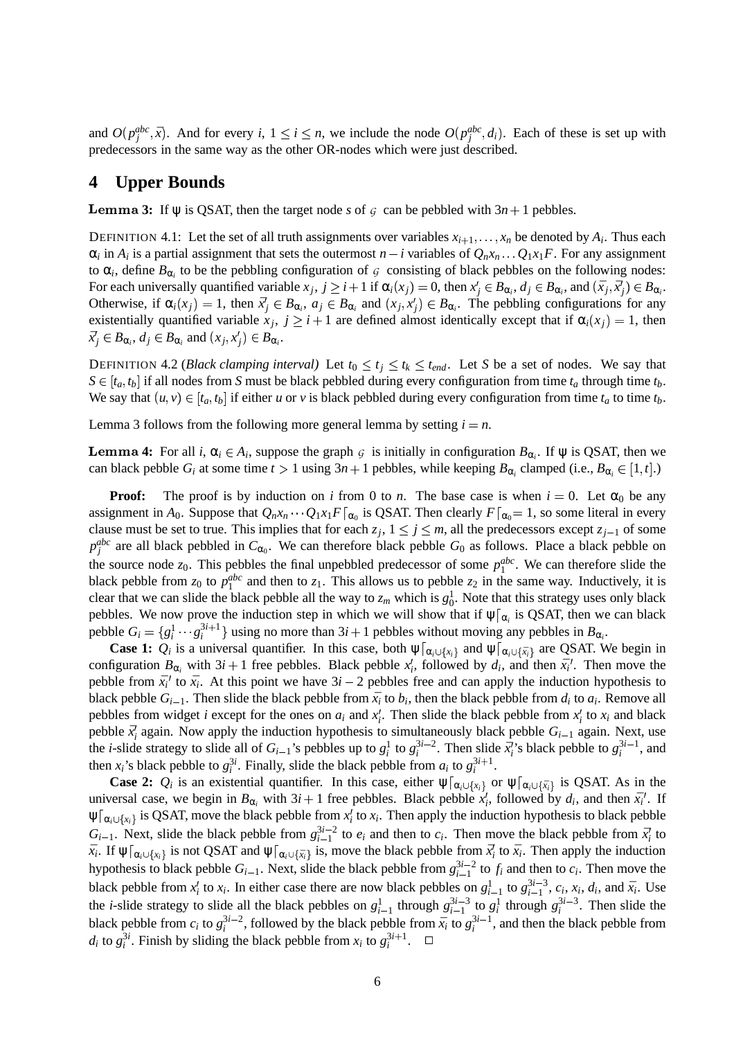and $O(p_j^{abc}, \bar{x})$. And for every $i$, $1 \leq i \leq n$, we include the node $O(p_j^{abc}, d_i)$. Each of these is set up with predecessors in the same way as the other OR-nodes which were just described.

## 4 Upper Bounds

**Lemma 3:** If $\psi$ is QSAT, then the target node $s$ of $\mathcal{G}$ can be pebbled with $3n+1$ pebbles.

DEFINITION 4.1: Let the set of all truth assignments over variables $x_{i+1}, \ldots, x_n$ be denoted by $A_i$. Thus each $\alpha_i$ in $A_i$ is a partial assignment that sets the outermost $n-i$ variables of $Q_n x_n \ldots Q_1 x_1 F$. For any assignment to $\alpha_i$, define $B_{\alpha_i}$ to be the pebbling configuration of $\mathcal{G}$ consisting of black pebbles on the following nodes: For each universally quantified variable $x_j$, $j \geq i+1$ if $\alpha_i(x_j) = 0$, then $x_j' \in B_{\alpha_i}$, $d_j \in B_{\alpha_i}$, and $(\bar{x_j}, \bar{x_j}') \in B_{\alpha_i}$. Otherwise, if $\alpha_i(x_j) = 1$, then $\bar{x_j}' \in B_{\alpha_i}$, $a_j \in B_{\alpha_i}$ and $(x_j, x_j') \in B_{\alpha_i}$. The pebbling configurations for any existentially quantified variable $x_j$, $j \geq i+1$ are defined almost identically except that if $\alpha_i(x_j) = 1$, then $\bar{x_j}' \in B_{\alpha_i}$, $d_j \in B_{\alpha_i}$ and $(x_j, x_j') \in B_{\alpha_i}$.

DEFINITION 4.2 (*Black clamping interval*) Let $t_0 \leq t_j \leq t_k \leq t_{end}$. Let $S$ be a set of nodes. We say that $S \in [t_a, t_b]$ if all nodes from $S$ must be black pebbled during every configuration from time $t_a$ through time $t_b$. We say that $(u, v) \in [t_a, t_b]$ if either $u$ or $v$ is black pebbled during every configuration from time $t_a$ to time $t_b$.

Lemma 3 follows from the following more general lemma by setting $i = n$.

**Lemma 4:** For all $i$, $\alpha_i \in A_i$, suppose the graph $\mathcal{G}$ is initially in configuration $B_{\alpha_i}$. If $\psi$ is QSAT, then we can black pebble $G_i$ at some time $t > 1$ using $3n+1$ pebbles, while keeping $B_{\alpha_i}$ clamped (i.e., $B_{\alpha_i} \in [1, t]$.)

**Proof:** The proof is by induction on $i$ from 0 to $n$. The base case is when $i = 0$. Let $\alpha_0$ be any assignment in $A_0$. Suppose that $Q_n x_n \cdots Q_1 x_1 F\lceil_{\alpha_0}$ is QSAT. Then clearly $F\lceil_{\alpha_0} = 1$, so some literal in every clause must be set to true. This implies that for each $z_j$, $1 \leq j \leq m$, all the predecessors except $z_{j-1}$ of some $p_j^{abc}$ are all black pebbled in $C_{\alpha_0}$. We can therefore black pebble $G_0$ as follows. Place a black pebble on the source node $z_0$. This pebbles the final unpebbled predecessor of some $p_1^{abc}$. We can therefore slide the black pebble from $z_0$ to $p_1^{abc}$ and then to $z_1$. This allows us to pebble $z_2$ in the same way. Inductively, it is clear that we can slide the black pebble all the way to $z_m$ which is $g_0^1$. Note that this strategy uses only black pebbles. We now prove the induction step in which we will show that if $\psi\lceil_{\alpha_i}$ is QSAT, then we can black pebble $G_i = \{g_i^1 \cdots g_i^{3i+1}\}$ using no more than $3i+1$ pebbles without moving any pebbles in $B_{\alpha_i}$.

**Case 1:** $Q_i$ is a universal quantifier. In this case, both $\psi\lceil_{\alpha_i \cup \{x_i\}}$ and $\psi\lceil_{\alpha_i \cup \{\bar{x_i}\}}$ are QSAT. We begin in configuration $B_{\alpha_i}$ with $3i+1$ free pebbles. Black pebble $x_i'$, followed by $d_i$, and then $\bar{x_i}'$. Then move the pebble from $\bar{x_i}'$ to $\bar{x_i}$. At this point we have $3i-2$ pebbles free and can apply the induction hypothesis to black pebble $G_{i-1}$. Then slide the black pebble from $\bar{x_i}$ to $b_i$, then the black pebble from $d_i$ to $a_i$. Remove all pebbles from widget $i$ except for the ones on $a_i$ and $x_i'$. Then slide the black pebble from $x_i'$ to $x_i$ and black pebble $\bar{x_i}'$ again. Now apply the induction hypothesis to simultaneously black pebble $G_{i-1}$ again. Next, use the $i$-slide strategy to slide all of $G_{i-1}$'s pebbles up to $g_i^1$ to $g_i^{3i-2}$. Then slide $\bar{x_i}'$'s black pebble to $g_i^{3i-1}$, and then $x_i$'s black pebble to $g_i^{3i}$. Finally, slide the black pebble from $a_i$ to $g_i^{3i+1}$.

**Case 2:** $Q_i$ is an existential quantifier. In this case, either $\psi\lceil_{\alpha_i \cup \{x_i\}}$ or $\psi\lceil_{\alpha_i \cup \{\bar{x_i}\}}$ is QSAT. As in the universal case, we begin in $B_{\alpha_i}$ with $3i+1$ free pebbles. Black pebble $x_i'$, followed by $d_i$, and then $\bar{x_i}'$. If $\psi\lceil_{\alpha_i \cup \{x_i\}}$ is QSAT, move the black pebble from $x_i'$ to $x_i$. Then apply the induction hypothesis to black pebble $G_{i-1}$. Next, slide the black pebble from $g_{i-1}^{3i-2}$ to $e_i$ and then to $c_i$. Then move the black pebble from $\bar{x_i}'$ to $\bar{x_i}$. If $\psi\lceil_{\alpha_i \cup \{x_i\}}$ is not QSAT and $\psi\lceil_{\alpha_i \cup \{\bar{x_i}\}}$ is, move the black pebble from $\bar{x_i}'$ to $\bar{x_i}$. Then apply the induction hypothesis to black pebble $G_{i-1}$. Next, slide the black pebble from $g_{i-1}^{3i-2}$ to $f_i$ and then to $c_i$. Then move the black pebble from $x_i'$ to $x_i$. In either case there are now black pebbles on $g_{i-1}^1$ to $g_{i-1}^{3i-3}$, $c_i$, $x_i$, $d_i$, and $\bar{x_i}$. Use the $i$-slide strategy to slide all the black pebbles on $g_{i-1}^1$ through $g_{i-1}^{3i-3}$ to $g_i^1$ through $g_i^{3i-3}$. Then slide the black pebble from $c_i$ to $g_i^{3i-2}$, followed by the black pebble from $\bar{x_i}$ to $g_i^{3i-1}$, and then the black pebble from $d_i$ to $g_i^{3i}$. Finish by sliding the black pebble from $x_i$ to $g_i^{3i+1}$. $\Box$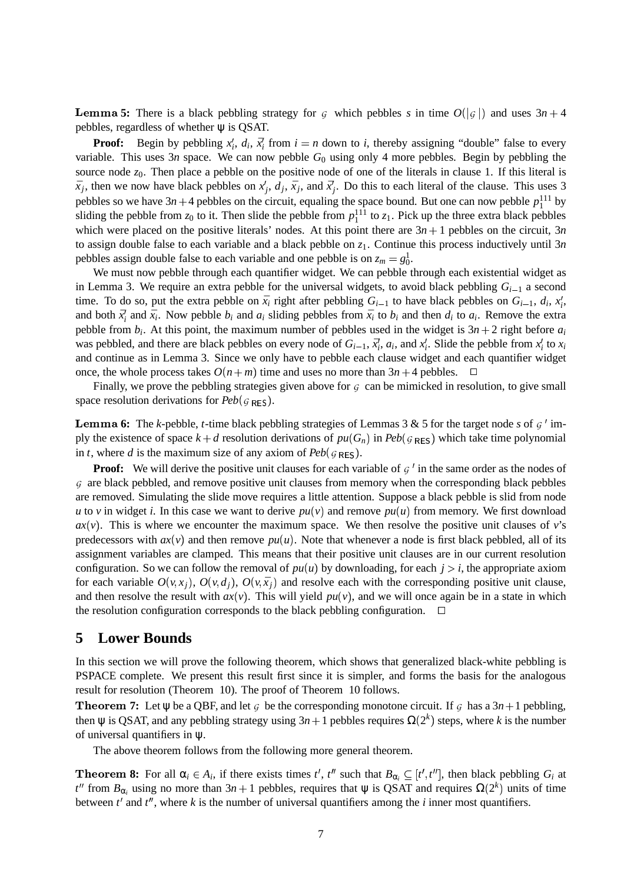**Lemma 5:** There is a black pebbling strategy for $\mathcal{G}$ which pebbles $s$ in time $O(|\mathcal{G}|)$ and uses $3n+4$ pebbles, regardless of whether $\psi$ is QSAT.

**Proof:** Begin by pebbling $x_i'$, $d_i$, $\bar{x}_i'$ from $i = n$ down to $i$, thereby assigning "double" false to every variable. This uses $3n$ space. We can now pebble $G_0$ using only 4 more pebbles. Begin by pebbling the source node $z_0$. Then place a pebble on the positive node of one of the literals in clause 1. If this literal is $\bar{x}_j$, then we now have black pebbles on $x_j'$, $d_j$, $\bar{x}_j$, and $\bar{x}_j'$. Do this to each literal of the clause. This uses 3 pebbles so we have $3n+4$ pebbles on the circuit, equaling the space bound. But one can now pebble $p_1^{111}$ by sliding the pebble from $z_0$ to it. Then slide the pebble from $p_1^{111}$ to $z_1$. Pick up the three extra black pebbles which were placed on the positive literals' nodes. At this point there are $3n+1$ pebbles on the circuit, $3n$ to assign double false to each variable and a black pebble on $z_1$. Continue this process inductively until $3n$ pebbles assign double false to each variable and one pebble is on $z_m = g_0^1$.

We must now pebble through each quantifier widget. We can pebble through each existential widget as in Lemma 3. We require an extra pebble for the universal widgets, to avoid black pebbling $G_{i-1}$ a second time. To do so, put the extra pebble on $\bar{x}_i$ right after pebbling $G_{i-1}$ to have black pebbles on $G_{i-1}$, $d_i$, $x_i'$, and both $\bar{x}_i'$ and $\bar{x}_i$. Now pebble $b_i$ and $a_i$ sliding pebbles from $\bar{x}_i$ to $b_i$ and then $d_i$ to $a_i$. Remove the extra pebble from $b_i$. At this point, the maximum number of pebbles used in the widget is $3n+2$ right before $a_i$ was pebbled, and there are black pebbles on every node of $G_{i-1}$, $\bar{x}_i'$, $a_i$, and $x_i'$. Slide the pebble from $x_i'$ to $x_i$ and continue as in Lemma 3. Since we only have to pebble each clause widget and each quantifier widget once, the whole process takes $O(n+m)$ time and uses no more than $3n+4$ pebbles. $\square$

Finally, we prove the pebbling strategies given above for $\mathcal{G}$ can be mimicked in resolution, to give small space resolution derivations for $Peb(\mathcal{G}_{\mathsf{RES}})$.

**Lemma 6:** The $k$-pebble, $t$-time black pebbling strategies of Lemmas 3 & 5 for the target node $s$ of $\mathcal{G}'$ imply the existence of space $k+d$ resolution derivations of $pu(G_n)$ in $Peb(\mathcal{G}_{\mathsf{RES}})$ which take time polynomial in $t$, where $d$ is the maximum size of any axiom of $Peb(\mathcal{G}_{\mathsf{RES}})$.

**Proof:** We will derive the positive unit clauses for each variable of $\mathcal{G}'$ in the same order as the nodes of $\mathcal{G}$ are black pebbled, and remove positive unit clauses from memory when the corresponding black pebbles are removed. Simulating the slide move requires a little attention. Suppose a black pebble is slid from node $u$ to $v$ in widget $i$. In this case we want to derive $pu(v)$ and remove $pu(u)$ from memory. We first download $ax(v)$. This is where we encounter the maximum space. We then resolve the positive unit clauses of $v$'s predecessors with $ax(v)$ and then remove $pu(u)$. Note that whenever a node is first black pebbled, all of its assignment variables are clamped. This means that their positive unit clauses are in our current resolution configuration. So we can follow the removal of $pu(u)$ by downloading, for each $j > i$, the appropriate axiom for each variable $O(v, x_j)$, $O(v, d_j)$, $O(v, \bar{x}_j)$ and resolve each with the corresponding positive unit clause, and then resolve the result with $ax(v)$. This will yield $pu(v)$, and we will once again be in a state in which the resolution configuration corresponds to the black pebbling configuration. $\square$

## 5 Lower Bounds

In this section we will prove the following theorem, which shows that generalized black-white pebbling is PSPACE complete. We present this result first since it is simpler, and forms the basis for the analogous result for resolution (Theorem 10). The proof of Theorem 10 follows.

**Theorem 7:** Let $\psi$ be a QBF, and let $\mathcal{G}$ be the corresponding monotone circuit. If $\mathcal{G}$ has a $3n+1$ pebbling, then $\psi$ is QSAT, and any pebbling strategy using $3n+1$ pebbles requires $\Omega(2^k)$ steps, where $k$ is the number of universal quantifiers in $\psi$.

The above theorem follows from the following more general theorem.

**Theorem 8:** For all $\alpha_i \in A_i$, if there exists times $t'$, $t''$ such that $B_{\alpha_i} \subseteq [t', t'']$, then black pebbling $G_i$ at $t''$ from $B_{\alpha_i}$ using no more than $3n+1$ pebbles, requires that $\psi$ is QSAT and requires $\Omega(2^k)$ units of time between $t'$ and $t''$, where $k$ is the number of universal quantifiers among the $i$ inner most quantifiers.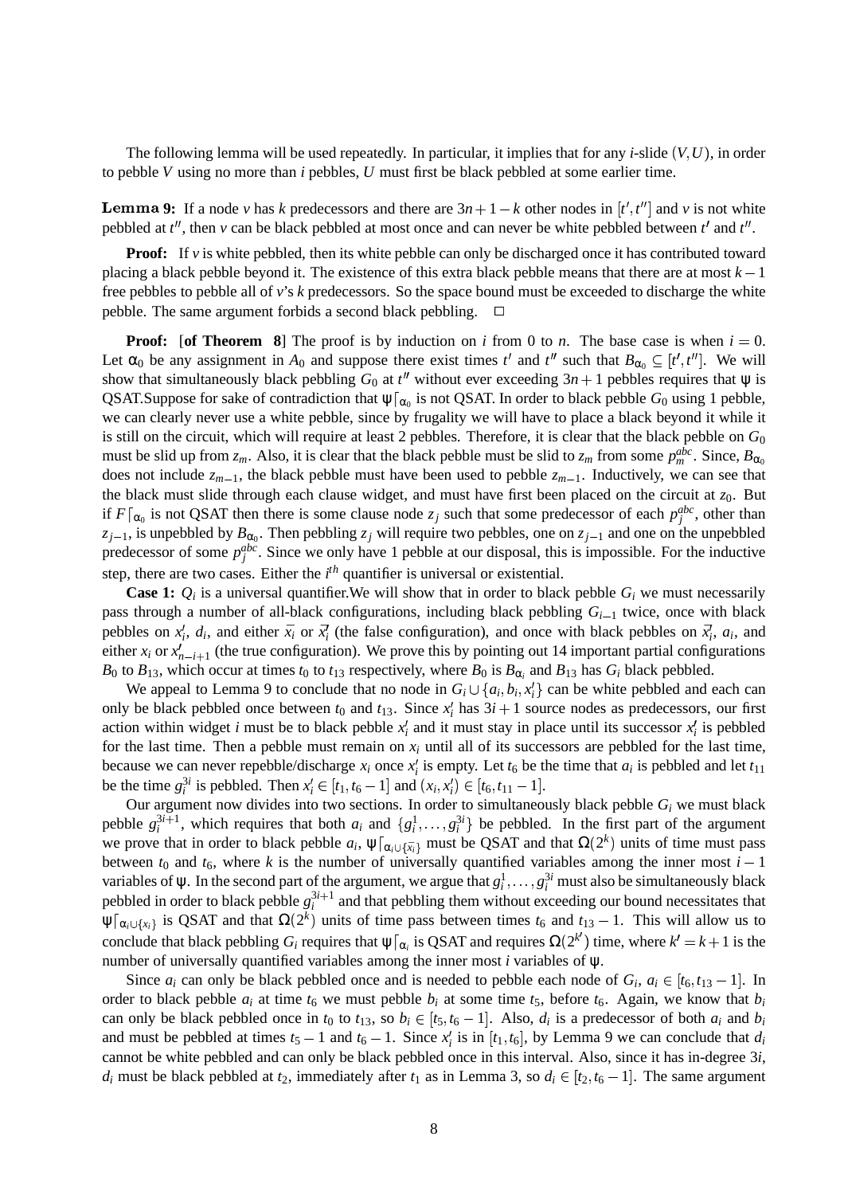The following lemma will be used repeatedly. In particular, it implies that for any $i$-slide $(V,U)$, in order to pebble $V$ using no more than $i$ pebbles, $U$ must first be black pebbled at some earlier time.

**Lemma 9:** If a node $v$ has $k$ predecessors and there are $3n+1-k$ other nodes in $[t',t'']$ and $v$ is not white pebbled at $t''$, then $v$ can be black pebbled at most once and can never be white pebbled between $t'$ and $t''$.

**Proof:** If $v$ is white pebbled, then its white pebble can only be discharged once it has contributed toward placing a black pebble beyond it. The existence of this extra black pebble means that there are at most $k-1$ free pebbles to pebble all of $v$'s $k$ predecessors. So the space bound must be exceeded to discharge the white pebble. The same argument forbids a second black pebbling. □

**Proof:** [**of Theorem 8**] The proof is by induction on $i$ from 0 to $n$. The base case is when $i=0$. Let $\alpha_0$ be any assignment in $A_0$ and suppose there exist times $t'$ and $t''$ such that $B_{\alpha_0} \subseteq [t',t'']$. We will show that simultaneously black pebbling $G_0$ at $t''$ without ever exceeding $3n+1$ pebbles requires that $\psi$ is QSAT.Suppose for sake of contradiction that $\psi\lceil_{\alpha_0}$ is not QSAT. In order to black pebble $G_0$ using 1 pebble, we can clearly never use a white pebble, since by frugality we will have to place a black beyond it while it is still on the circuit, which will require at least 2 pebbles. Therefore, it is clear that the black pebble on $G_0$ must be slid up from $z_m$. Also, it is clear that the black pebble must be slid to $z_m$ from some $p_m^{abc}$. Since, $B_{\alpha_0}$ does not include $z_{m-1}$, the black pebble must have been used to pebble $z_{m-1}$. Inductively, we can see that the black must slide through each clause widget, and must have first been placed on the circuit at $z_0$. But if $F\lceil_{\alpha_0}$ is not QSAT then there is some clause node $z_j$ such that some predecessor of each $p_j^{abc}$, other than $z_{j-1}$, is unpebbled by $B_{\alpha_0}$. Then pebbling $z_j$ will require two pebbles, one on $z_{j-1}$ and one on the unpebbled predecessor of some $p_j^{abc}$. Since we only have 1 pebble at our disposal, this is impossible. For the inductive step, there are two cases. Either the $i^{th}$ quantifier is universal or existential.

**Case 1:** $Q_i$ is a universal quantifier.We will show that in order to black pebble $G_i$ we must necessarily pass through a number of all-black configurations, including black pebbling $G_{i-1}$ twice, once with black pebbles on $x_i'$, $d_i$, and either $\overline{x_i}$ or $\overline{x_i'}$ (the false configuration), and once with black pebbles on $\overline{x_i'}$, $a_i$, and either $x_i$ or $x_{n-i+1}'$ (the true configuration). We prove this by pointing out 14 important partial configurations $B_0$ to $B_{13}$, which occur at times $t_0$ to $t_{13}$ respectively, where $B_0$ is $B_{\alpha_i}$ and $B_{13}$ has $G_i$ black pebbled.

We appeal to Lemma 9 to conclude that no node in $G_i \cup \{a_i, b_i, x_i'\}$ can be white pebbled and each can only be black pebbled once between $t_0$ and $t_{13}$. Since $x_i'$ has $3i+1$ source nodes as predecessors, our first action within widget $i$ must be to black pebble $x_i'$ and it must stay in place until its successor $x_i'$ is pebbled for the last time. Then a pebble must remain on $x_i$ until all of its successors are pebbled for the last time, because we can never repebble/discharge $x_i$ once $x_i'$ is empty. Let $t_6$ be the time that $a_i$ is pebbled and let $t_{11}$ be the time $g_i^{3i}$ is pebbled. Then $x_i' \in [t_1, t_6 - 1]$ and $(x_i, x_i') \in [t_6, t_{11} - 1]$.

Our argument now divides into two sections. In order to simultaneously black pebble $G_i$ we must black pebble $g_i^{3i+1}$, which requires that both $a_i$ and $\{g_i^1, \ldots, g_i^{3i}\}$ be pebbled. In the first part of the argument we prove that in order to black pebble $a_i$, $\psi\lceil_{\alpha_i \cup \{\overline{x_i}\}}$ must be QSAT and that $\Omega(2^k)$ units of time must pass between $t_0$ and $t_6$, where $k$ is the number of universally quantified variables among the inner most $i-1$ variables of $\psi$. In the second part of the argument, we argue that $g_i^1, \ldots, g_i^{3i}$ must also be simultaneously black pebbled in order to black pebble $g_i^{3i+1}$ and that pebbling them without exceeding our bound necessitates that $\psi\lceil_{\alpha_i \cup \{x_i\}}$ is QSAT and that $\Omega(2^k)$ units of time pass between times $t_6$ and $t_{13}-1$. This will allow us to conclude that black pebbling $G_i$ requires that $\psi\lceil_{\alpha_i}$ is QSAT and requires $\Omega(2^{k'})$ time, where $k' = k+1$ is the number of universally quantified variables among the inner most $i$ variables of $\psi$.

Since $a_i$ can only be black pebbled once and is needed to pebble each node of $G_i$, $a_i \in [t_6, t_{13}-1]$. In order to black pebble $a_i$ at time $t_6$ we must pebble $b_i$ at some time $t_5$, before $t_6$. Again, we know that $b_i$ can only be black pebbled once in $t_0$ to $t_{13}$, so $b_i \in [t_5, t_6 - 1]$. Also, $d_i$ is a predecessor of both $a_i$ and $b_i$ and must be pebbled at times $t_5 - 1$ and $t_6 - 1$. Since $x_i'$ is in $[t_1, t_6]$, by Lemma 9 we can conclude that $d_i$ cannot be white pebbled and can only be black pebbled once in this interval. Also, since it has in-degree $3i$, $d_i$ must be black pebbled at $t_2$, immediately after $t_1$ as in Lemma 3, so $d_i \in [t_2, t_6 - 1]$. The same argument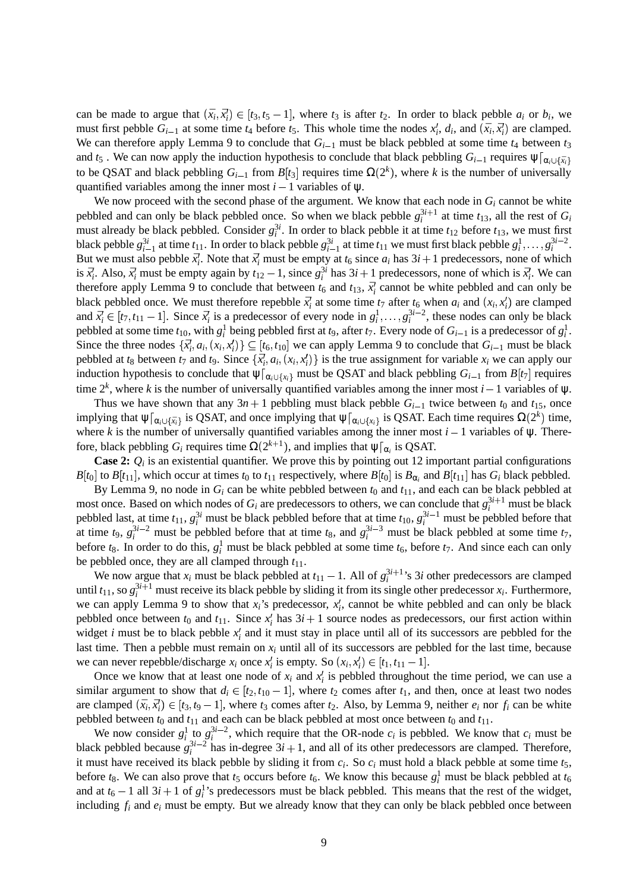can be made to argue that $(\bar{x_i}, \bar{x}_i') \in [t_3, t_5 - 1]$, where $t_3$ is after $t_2$. In order to black pebble $a_i$ or $b_i$, we must first pebble $G_{i-1}$ at some time $t_4$ before $t_5$. This whole time the nodes $x_i'$, $d_i$, and $(\bar{x_i}, \bar{x}_i')$ are clamped. We can therefore apply Lemma 9 to conclude that $G_{i-1}$ must be black pebbled at some time $t_4$ between $t_3$ and $t_5$ . We can now apply the induction hypothesis to conclude that black pebbling $G_{i-1}$ requires $\psi\lceil_{\alpha_i \cup \{\bar{x_i}\}}$ to be QSAT and black pebbling $G_{i-1}$ from $B[t_3]$ requires time $\Omega(2^k)$, where $k$ is the number of universally quantified variables among the inner most $i-1$ variables of $\psi$.

We now proceed with the second phase of the argument. We know that each node in $G_i$ cannot be white pebbled and can only be black pebbled once. So when we black pebble $g_i^{3i+1}$ at time $t_{13}$, all the rest of $G_i$ must already be black pebbled. Consider $g_i^{3i}$. In order to black pebble it at time $t_{12}$ before $t_{13}$, we must first black pebble $g_{i-1}^{3i}$ at time $t_{11}$. In order to black pebble $g_{i-1}^{3i}$ at time $t_{11}$ we must first black pebble $g_i^1, \ldots, g_i^{3i-2}$. But we must also pebble $\bar{x}_i'$. Note that $\bar{x}_i'$ must be empty at $t_6$ since $a_i$ has $3i+1$ predecessors, none of which is $\bar{x}_i'$. Also, $\bar{x}_i'$ must be empty again by $t_{12}-1$, since $g_i^{3i}$ has $3i+1$ predecessors, none of which is $\bar{x}_i'$. We can therefore apply Lemma 9 to conclude that between $t_6$ and $t_{13}$, $\bar{x}_i'$ cannot be white pebbled and can only be black pebbled once. We must therefore repebble $\bar{x}_i'$ at some time $t_7$ after $t_6$ when $a_i$ and $(x_i, x_i')$ are clamped and $\bar{x}_i' \in [t_7, t_{11}-1]$. Since $\bar{x}_i'$ is a predecessor of every node in $g_i^1, \ldots, g_i^{3i-2}$, these nodes can only be black pebbled at some time $t_{10}$, with $g_i^1$ being pebbled first at $t_9$, after $t_7$. Every node of $G_{i-1}$ is a predecessor of $g_i^1$. Since the three nodes $\{\bar{x}_i', a_i, (x_i, x_i')\} \subseteq [t_6, t_{10}]$ we can apply Lemma 9 to conclude that $G_{i-1}$ must be black pebbled at $t_8$ between $t_7$ and $t_9$. Since $\{\bar{x}_i', a_i, (x_i, x_i')\}$ is the true assignment for variable $x_i$ we can apply our induction hypothesis to conclude that $\psi\lceil_{\alpha_i \cup \{x_i\}}$ must be QSAT and black pebbling $G_{i-1}$ from $B[t_7]$ requires time $2^k$, where $k$ is the number of universally quantified variables among the inner most $i-1$ variables of $\psi$.

Thus we have shown that any $3n+1$ pebbling must black pebble $G_{i-1}$ twice between $t_0$ and $t_{15}$, once implying that $\psi\lceil_{\alpha_i \cup \{\bar{x_i}\}}$ is QSAT, and once implying that $\psi\lceil_{\alpha_i \cup \{x_i\}}$ is QSAT. Each time requires $\Omega(2^k)$ time, where $k$ is the number of universally quantified variables among the inner most $i-1$ variables of $\psi$. Therefore, black pebbling $G_i$ requires time $\Omega(2^{k+1})$, and implies that $\psi\lceil_{\alpha_i}$ is QSAT.

**Case 2:** $Q_i$ is an existential quantifier. We prove this by pointing out 12 important partial configurations $B[t_0]$ to $B[t_{11}]$, which occur at times $t_0$ to $t_{11}$ respectively, where $B[t_0]$ is $B_{\alpha_i}$ and $B[t_{11}]$ has $G_i$ black pebbled.

By Lemma 9, no node in $G_i$ can be white pebbled between $t_0$ and $t_{11}$, and each can be black pebbled at most once. Based on which nodes of $G_i$ are predecessors to others, we can conclude that $g_i^{3i+1}$ must be black pebbled last, at time $t_{11}$, $g_i^{3i}$ must be black pebbled before that at time $t_{10}$, $g_i^{3i-1}$ must be pebbled before that at time $t_9$, $g_i^{3i-2}$ must be pebbled before that at time $t_8$, and $g_i^{3i-3}$ must be black pebbled at some time $t_7$, before $t_8$. In order to do this, $g_i^1$ must be black pebbled at some time $t_6$, before $t_7$. And since each can only be pebbled once, they are all clamped through $t_{11}$.

We now argue that $x_i$ must be black pebbled at $t_{11}-1$. All of $g_i^{3i+1}$'s $3i$ other predecessors are clamped until $t_{11}$, so $g_i^{3i+1}$ must receive its black pebble by sliding it from its single other predecessor $x_i$. Furthermore, we can apply Lemma 9 to show that $x_i$'s predecessor, $x_i'$, cannot be white pebbled and can only be black pebbled once between $t_0$ and $t_{11}$. Since $x_i'$ has $3i+1$ source nodes as predecessors, our first action within widget $i$ must be to black pebble $x_i'$ and it must stay in place until all of its successors are pebbled for the last time. Then a pebble must remain on $x_i$ until all of its successors are pebbled for the last time, because we can never repebble/discharge $x_i$ once $x_i'$ is empty. So $(x_i, x_i') \in [t_1, t_{11}-1]$.

Once we know that at least one node of $x_i$ and $x_i'$ is pebbled throughout the time period, we can use a similar argument to show that $d_i \in [t_2, t_{10}-1]$, where $t_2$ comes after $t_1$, and then, once at least two nodes are clamped $(\bar{x_i}, \bar{x}_i') \in [t_3, t_9-1]$, where $t_3$ comes after $t_2$. Also, by Lemma 9, neither $e_i$ nor $f_i$ can be white pebbled between $t_0$ and $t_{11}$ and each can be black pebbled at most once between $t_0$ and $t_{11}$.

We now consider $g_i^1$ to $g_i^{3i-2}$, which require that the OR-node $c_i$ is pebbled. We know that $c_i$ must be black pebbled because $g_i^{3i-2}$ has in-degree $3i+1$, and all of its other predecessors are clamped. Therefore, it must have received its black pebble by sliding it from $c_i$. So $c_i$ must hold a black pebble at some time $t_5$, before $t_8$. We can also prove that $t_5$ occurs before $t_6$. We know this because $g_i^1$ must be black pebbled at $t_6$ and at $t_6-1$ all $3i+1$ of $g_i^1$'s predecessors must be black pebbled. This means that the rest of the widget, including $f_i$ and $e_i$ must be empty. But we already know that they can only be black pebbled once between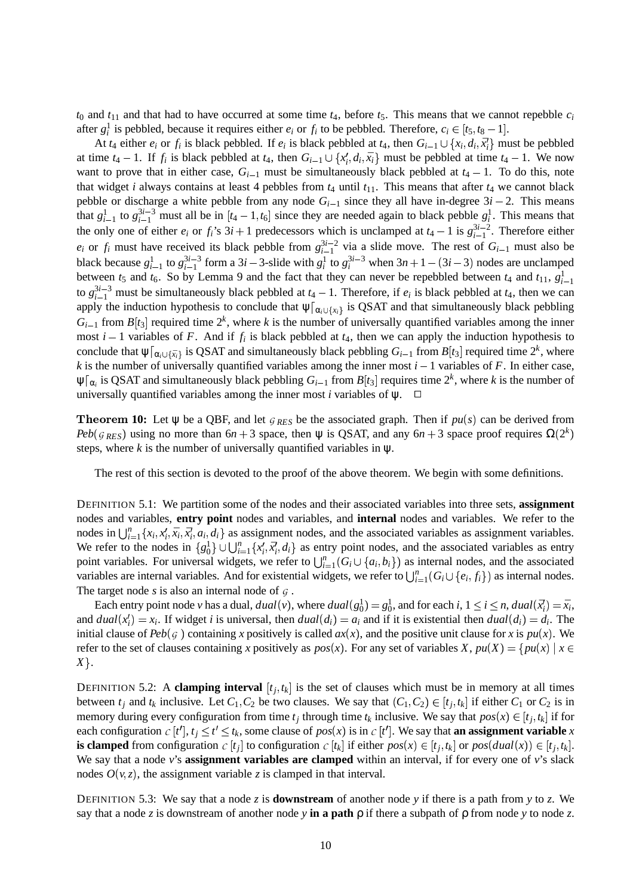$t_0$ and $t_{11}$ and that had to have occurred at some time $t_4$, before $t_5$. This means that we cannot repebble $c_i$ after $g_i^1$ is pebbled, because it requires either $e_i$ or $f_i$ to be pebbled. Therefore, $c_i \in [t_5, t_8 - 1]$.

At $t_4$ either $e_i$ or $f_i$ is black pebbled. If $e_i$ is black pebbled at $t_4$, then $G_{i-1} \cup \{x_i, d_i, \overline{x_i'}\}$ must be pebbled at time $t_4 - 1$. If $f_i$ is black pebbled at $t_4$, then $G_{i-1} \cup \{x_i', d_i, \overline{x_i}\}$ must be pebbled at time $t_4 - 1$. We now want to prove that in either case, $G_{i-1}$ must be simultaneously black pebbled at $t_4 - 1$. To do this, note that widget $i$ always contains at least 4 pebbles from $t_4$ until $t_{11}$. This means that after $t_4$ we cannot black pebble or discharge a white pebble from any node $G_{i-1}$ since they all have in-degree $3i-2$. This means that $g_{i-1}^1$ to $g_{i-1}^{3i-3}$ must all be in $[t_4 - 1, t_6]$ since they are needed again to black pebble $g_i^1$. This means that the only one of either $e_i$ or $f_i$'s $3i+1$ predecessors which is unclamped at $t_4 - 1$ is $g_{i-1}^{3i-2}$. Therefore either $e_i$ or $f_i$ must have received its black pebble from $g_{i-1}^{3i-2}$ via a slide move. The rest of $G_{i-1}$ must also be black because $g_{i-1}^1$ to $g_{i-1}^{3i-3}$ form a $3i-3$-slide with $g_i^1$ to $g_i^{3i-3}$ when $3n+1-(3i-3)$ nodes are unclamped between $t_5$ and $t_6$. So by Lemma 9 and the fact that they can never be repebbled between $t_4$ and $t_{11}$, $g_{i-1}^1$ to $g_{i-1}^{3i-3}$ must be simultaneously black pebbled at $t_4 - 1$. Therefore, if $e_i$ is black pebbled at $t_4$, then we can apply the induction hypothesis to conclude that $\psi\lceil_{\alpha_i \cup \{x_i\}}$ is QSAT and that simultaneously black pebbling $G_{i-1}$ from $B[t_3]$ required time $2^k$, where $k$ is the number of universally quantified variables among the inner most $i-1$ variables of $F$. And if $f_i$ is black pebbled at $t_4$, then we can apply the induction hypothesis to conclude that $\psi\lceil_{\alpha_i \cup \{\overline{x_i}\}}$ is QSAT and simultaneously black pebbling $G_{i-1}$ from $B[t_3]$ required time $2^k$, where $k$ is the number of universally quantified variables among the inner most $i-1$ variables of $F$. In either case, $\psi\lceil_{\alpha_i}$ is QSAT and simultaneously black pebbling $G_{i-1}$ from $B[t_3]$ requires time $2^k$, where $k$ is the number of universally quantified variables among the inner most $i$ variables of $\psi$. $\square$

**Theorem 10:** Let $\psi$ be a QBF, and let $\mathcal{G}_{RES}$ be the associated graph. Then if $pu(s)$ can be derived from $Peb(\mathcal{G}_{RES})$ using no more than $6n+3$ space, then $\psi$ is QSAT, and any $6n+3$ space proof requires $\Omega(2^k)$ steps, where $k$ is the number of universally quantified variables in $\psi$.

The rest of this section is devoted to the proof of the above theorem. We begin with some definitions.

DEFINITION 5.1: We partition some of the nodes and their associated variables into three sets, **assignment** nodes and variables, **entry point** nodes and variables, and **internal** nodes and variables. We refer to the nodes in $\bigcup_{i=1}^n \{x_i, x_i', \overline{x_i}, \overline{x_i'}, a_i, d_i\}$ as assignment nodes, and the associated variables as assignment variables. We refer to the nodes in $\{g_0^1\} \cup \bigcup_{i=1}^n \{x_i', \overline{x_i'}, d_i\}$ as entry point nodes, and the associated variables as entry point variables. For universal widgets, we refer to $\bigcup_{i=1}^n (G_i \cup \{a_i, b_i\})$ as internal nodes, and the associated variables are internal variables. And for existential widgets, we refer to $\bigcup_{i=1}^n (G_i \cup \{e_i, f_i\})$ as internal nodes. The target node $s$ is also an internal node of $\mathcal{G}$.

Each entry point node $v$ has a dual, $dual(v)$, where $dual(g_0^1) = g_0^1$, and for each $i$, $1 \le i \le n$, $dual(\overline{x_i'}) = \overline{x_i}$, and $dual(x_i') = x_i$. If widget $i$ is universal, then $dual(d_i) = a_i$ and if it is existential then $dual(d_i) = d_i$. The initial clause of $Peb(\mathcal{G})$ containing $x$ positively is called $ax(x)$, and the positive unit clause for $x$ is $pu(x)$. We refer to the set of clauses containing $x$ positively as $pos(x)$. For any set of variables $X$, $pu(X) = \{pu(x) \mid x \in X\}$.

DEFINITION 5.2: A **clamping interval** $[t_j, t_k]$ is the set of clauses which must be in memory at all times between $t_j$ and $t_k$ inclusive. Let $C_1, C_2$ be two clauses. We say that $(C_1, C_2) \in [t_j, t_k]$ if either $C_1$ or $C_2$ is in memory during every configuration from time $t_j$ through time $t_k$ inclusive. We say that $pos(x) \in [t_j, t_k]$ if for each configuration $\mathcal{C}[t']$, $t_j \le t' \le t_k$, some clause of $pos(x)$ is in $\mathcal{C}[t']$. We say that **an assignment variable** $x$ **is clamped** from configuration $\mathcal{C}[t_j]$ to configuration $\mathcal{C}[t_k]$ if either $pos(x) \in [t_j, t_k]$ or $pos(dual(x)) \in [t_j, t_k]$. We say that a node $v$'s **assignment variables are clamped** within an interval, if for every one of $v$'s slack nodes $O(v, z)$, the assignment variable $z$ is clamped in that interval.

DEFINITION 5.3: We say that a node $z$ is **downstream** of another node $y$ if there is a path from $y$ to $z$. We say that a node $z$ is downstream of another node $y$ **in a path** $\rho$ if there a subpath of $\rho$ from node $y$ to node $z$.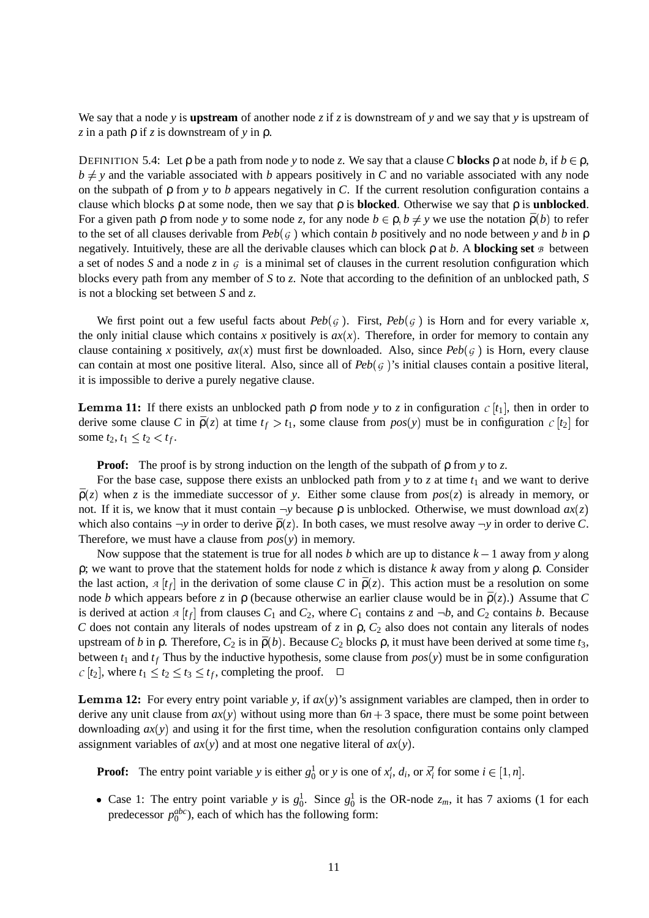We say that a node $y$ is **upstream** of another node $z$ if $z$ is downstream of $y$ and we say that $y$ is upstream of $z$ in a path ρ if $z$ is downstream of $y$ in ρ.

DEFINITION 5.4: Let ρ be a path from node $y$ to node $z$. We say that a clause $C$ **blocks** ρ at node $b$, if $b \in \rho$, $b \neq y$ and the variable associated with $b$ appears positively in $C$ and no variable associated with any node on the subpath of ρ from $y$ to $b$ appears negatively in $C$. If the current resolution configuration contains a clause which blocks ρ at some node, then we say that ρ is **blocked**. Otherwise we say that ρ is **unblocked**. For a given path ρ from node $y$ to some node $z$, for any node $b \in \rho, b \neq y$ we use the notation $\overline{\rho}(b)$ to refer to the set of all clauses derivable from $Peb(\mathcal{G})$ which contain $b$ positively and no node between $y$ and $b$ in ρ negatively. Intuitively, these are all the derivable clauses which can block ρ at $b$. A **blocking set** $\mathcal{B}$ between a set of nodes $S$ and a node $z$ in $\mathcal{G}$ is a minimal set of clauses in the current resolution configuration which blocks every path from any member of $S$ to $z$. Note that according to the definition of an unblocked path, $S$ is not a blocking set between $S$ and $z$.

We first point out a few useful facts about $Peb(\mathcal{G})$. First, $Peb(\mathcal{G})$ is Horn and for every variable $x$, the only initial clause which contains $x$ positively is $ax(x)$. Therefore, in order for memory to contain any clause containing $x$ positively, $ax(x)$ must first be downloaded. Also, since $Peb(\mathcal{G})$ is Horn, every clause can contain at most one positive literal. Also, since all of $Peb(\mathcal{G})$'s initial clauses contain a positive literal, it is impossible to derive a purely negative clause.

**Lemma 11:** If there exists an unblocked path ρ from node $y$ to $z$ in configuration $\mathcal{C}[t_1]$, then in order to derive some clause $C$ in $\overline{\rho}(z)$ at time $t_f > t_1$, some clause from $pos(y)$ must be in configuration $\mathcal{C}[t_2]$ for some $t_2, t_1 \leq t_2 < t_f$.

**Proof:** The proof is by strong induction on the length of the subpath of ρ from $y$ to $z$.

For the base case, suppose there exists an unblocked path from $y$ to $z$ at time $t_1$ and we want to derive $\overline{\rho}(z)$ when $z$ is the immediate successor of $y$. Either some clause from $pos(z)$ is already in memory, or not. If it is, we know that it must contain $\neg y$ because ρ is unblocked. Otherwise, we must download $ax(z)$ which also contains $\neg y$ in order to derive $\overline{\rho}(z)$. In both cases, we must resolve away $\neg y$ in order to derive $C$. Therefore, we must have a clause from $pos(y)$ in memory.

Now suppose that the statement is true for all nodes $b$ which are up to distance $k-1$ away from $y$ along ρ; we want to prove that the statement holds for node $z$ which is distance $k$ away from $y$ along ρ. Consider the last action, $\mathcal{A}[t_f]$ in the derivation of some clause $C$ in $\overline{\rho}(z)$. This action must be a resolution on some node $b$ which appears before $z$ in ρ (because otherwise an earlier clause would be in $\overline{\rho}(z)$.) Assume that $C$ is derived at action $\mathcal{A}[t_f]$ from clauses $C_1$ and $C_2$, where $C_1$ contains $z$ and $\neg b$, and $C_2$ contains $b$. Because $C$ does not contain any literals of nodes upstream of $z$ in ρ, $C_2$ also does not contain any literals of nodes upstream of $b$ in ρ. Therefore, $C_2$ is in $\overline{\rho}(b)$. Because $C_2$ blocks ρ, it must have been derived at some time $t_3$, between $t_1$ and $t_f$ Thus by the inductive hypothesis, some clause from $pos(y)$ must be in some configuration $\mathcal{C}[t_2]$, where $t_1 \leq t_2 \leq t_3 \leq t_f$, completing the proof. □

**Lemma 12:** For every entry point variable $y$, if $ax(y)$'s assignment variables are clamped, then in order to derive any unit clause from $ax(y)$ without using more than $6n+3$ space, there must be some point between downloading $ax(y)$ and using it for the first time, when the resolution configuration contains only clamped assignment variables of $ax(y)$ and at most one negative literal of $ax(y)$.

**Proof:** The entry point variable $y$ is either $g_0^1$ or $y$ is one of $x_i'$, $d_i$, or $\overline{x}_i'$ for some $i \in [1,n]$.

- Case 1: The entry point variable $y$ is $g_0^1$. Since $g_0^1$ is the OR-node $z_m$, it has 7 axioms (1 for each predecessor $p_0^{abc}$), each of which has the following form: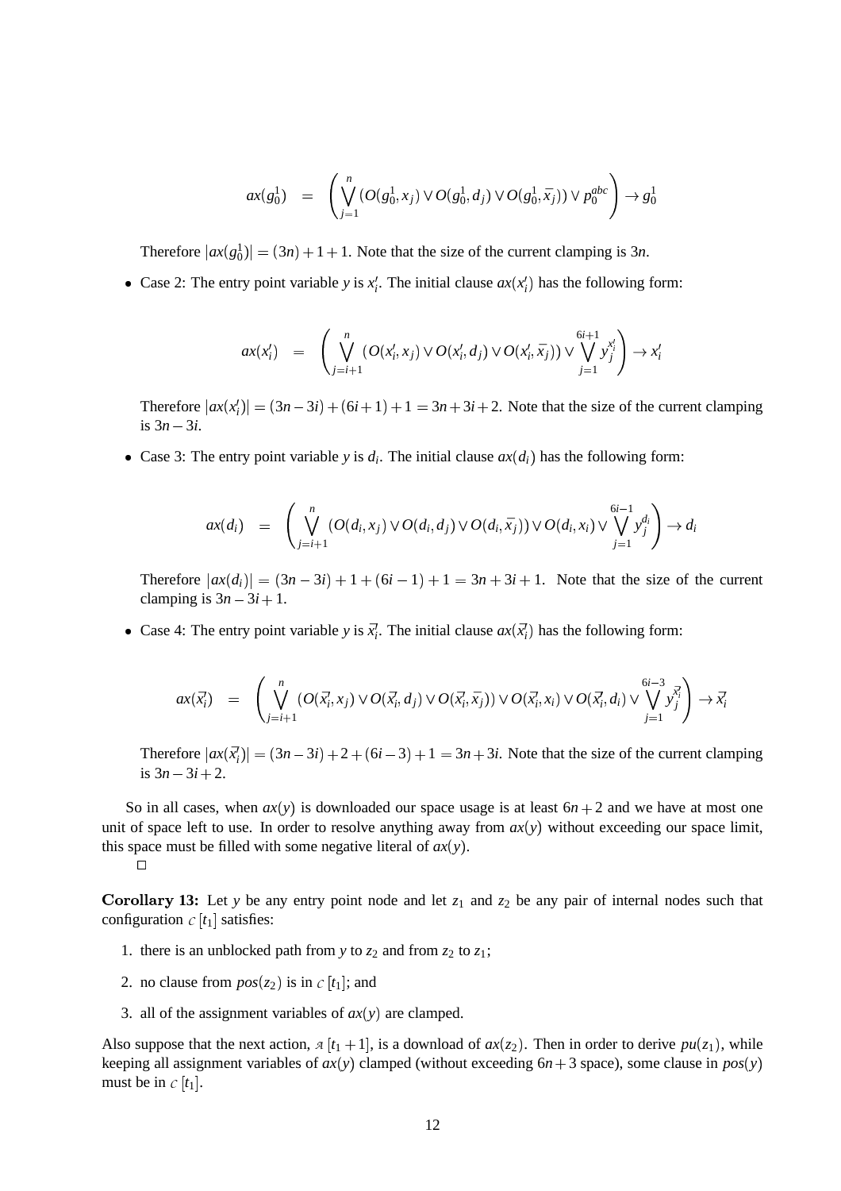$$ax(g^1_0) \quad = \quad \left( \bigvee_{j=1}^{n} (O(g^1_0, x_j) \vee O(g^1_0, d_j) \vee O(g^1_0, \bar{x}_j)) \vee p^{abc}_0 \right) \rightarrow g^1_0$$

Therefore $|ax(g^1_0)| = (3n) + 1 + 1$. Note that the size of the current clamping is $3n$.

- Case 2: The entry point variable $y$ is $x'_i$. The initial clause $ax(x'_i)$ has the following form:

$$ax(x'_i) \quad = \quad \left( \bigvee_{j=i+1}^{n} (O(x'_i, x_j) \vee O(x'_i, d_j) \vee O(x'_i, \bar{x}_j)) \vee \bigvee_{j=1}^{6i+1} y^{x'_i}_j \right) \rightarrow x'_i$$

  Therefore $|ax(x'_i)| = (3n - 3i) + (6i + 1) + 1 = 3n + 3i + 2$. Note that the size of the current clamping is $3n - 3i$.

- Case 3: The entry point variable $y$ is $d_i$. The initial clause $ax(d_i)$ has the following form:

$$ax(d_i) \quad = \quad \left( \bigvee_{j=i+1}^{n} (O(d_i, x_j) \vee O(d_i, d_j) \vee O(d_i, \bar{x}_j)) \vee O(d_i, x_i) \vee \bigvee_{j=1}^{6i-1} y^{d_i}_j \right) \rightarrow d_i$$

  Therefore $|ax(d_i)| = (3n - 3i) + 1 + (6i - 1) + 1 = 3n + 3i + 1$. Note that the size of the current clamping is $3n - 3i + 1$.

- Case 4: The entry point variable $y$ is $\bar{x}'_i$. The initial clause $ax(\bar{x}'_i)$ has the following form:

$$ax(\bar{x}'_i) \quad = \quad \left( \bigvee_{j=i+1}^{n} (O(\bar{x}'_i, x_j) \vee O(\bar{x}'_i, d_j) \vee O(\bar{x}'_i, \bar{x}_j)) \vee O(\bar{x}'_i, x_i) \vee O(\bar{x}'_i, d_i) \vee \bigvee_{j=1}^{6i-3} y^{\bar{x}'_i}_j \right) \rightarrow \bar{x}'_i$$

  Therefore $|ax(\bar{x}'_i)| = (3n - 3i) + 2 + (6i - 3) + 1 = 3n + 3i$. Note that the size of the current clamping is $3n - 3i + 2$.

So in all cases, when $ax(y)$ is downloaded our space usage is at least $6n + 2$ and we have at most one unit of space left to use. In order to resolve anything away from $ax(y)$ without exceeding our space limit, this space must be filled with some negative literal of $ax(y)$.

□

**Corollary 13:** Let $y$ be any entry point node and let $z_1$ and $z_2$ be any pair of internal nodes such that configuration $\mathcal{C}[t_1]$ satisfies:

1. there is an unblocked path from $y$ to $z_2$ and from $z_2$ to $z_1$;
2. no clause from $pos(z_2)$ is in $\mathcal{C}[t_1]$; and
3. all of the assignment variables of $ax(y)$ are clamped.

Also suppose that the next action, $\mathcal{A}[t_1 + 1]$, is a download of $ax(z_2)$. Then in order to derive $pu(z_1)$, while keeping all assignment variables of $ax(y)$ clamped (without exceeding $6n + 3$ space), some clause in $pos(y)$ must be in $\mathcal{C}[t_1]$.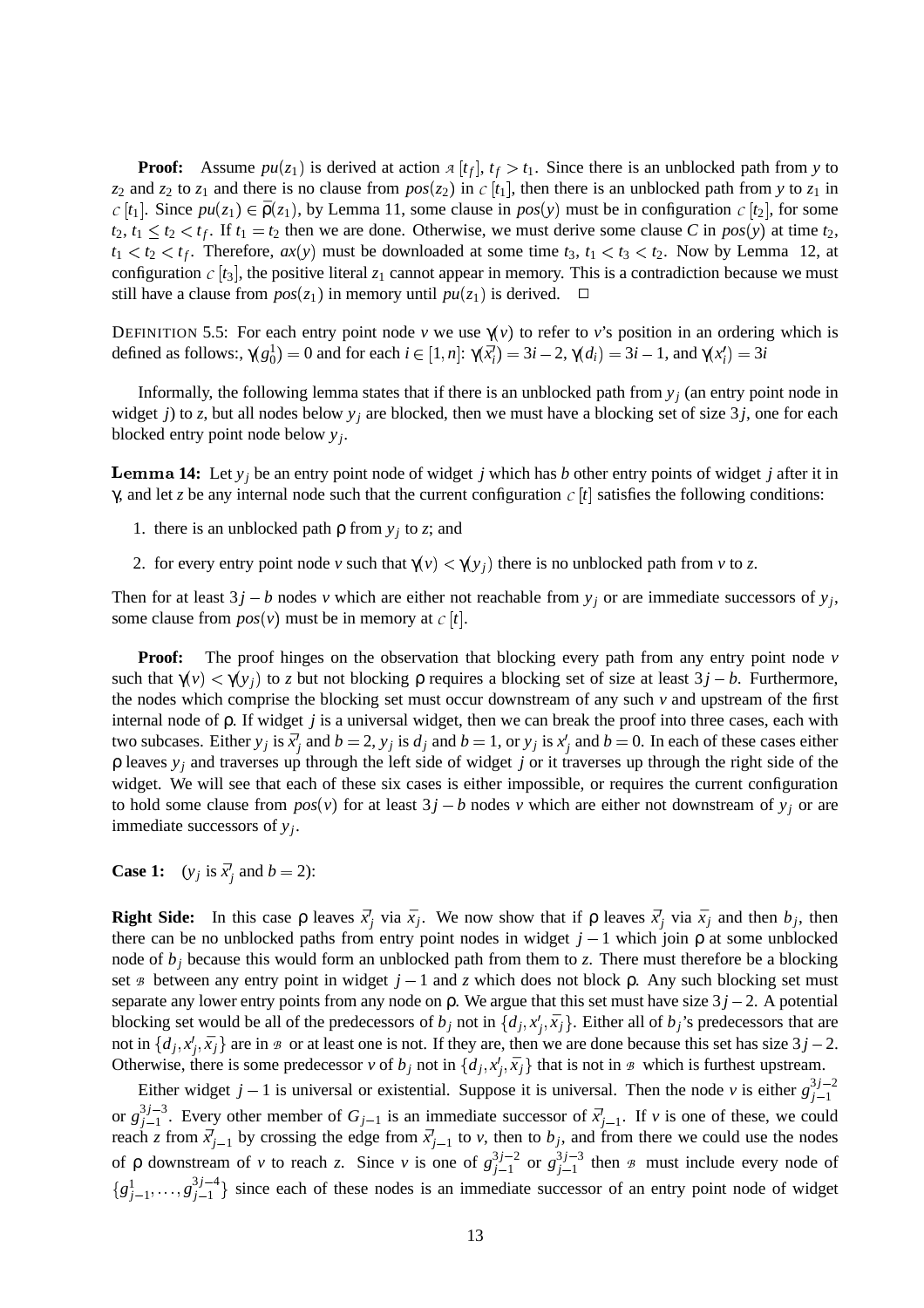**Proof:** Assume $pu(z_1)$ is derived at action $\mathcal{A}[t_f]$, $t_f > t_1$. Since there is an unblocked path from $y$ to $z_2$ and $z_2$ to $z_1$ and there is no clause from $pos(z_2)$ in $\mathcal{C}[t_1]$, then there is an unblocked path from $y$ to $z_1$ in $\mathcal{C}[t_1]$. Since $pu(z_1) \in \bar{\rho}(z_1)$, by Lemma 11, some clause in $pos(y)$ must be in configuration $\mathcal{C}[t_2]$, for some $t_2$, $t_1 \leq t_2 < t_f$. If $t_1 = t_2$ then we are done. Otherwise, we must derive some clause $C$ in $pos(y)$ at time $t_2$, $t_1 < t_2 < t_f$. Therefore, $ax(y)$ must be downloaded at some time $t_3$, $t_1 < t_3 < t_2$. Now by Lemma 12, at configuration $\mathcal{C}[t_3]$, the positive literal $z_1$ cannot appear in memory. This is a contradiction because we must still have a clause from $pos(z_1)$ in memory until $pu(z_1)$ is derived. $\Box$

DEFINITION 5.5: For each entry point node $v$ we use $\gamma(v)$ to refer to $v$'s position in an ordering which is defined as follows:, $\gamma(g_0^1) = 0$ and for each $i \in [1,n]$: $\gamma(\bar{x}_i') = 3i-2$, $\gamma(d_i) = 3i-1$, and $\gamma(x_i') = 3i$

Informally, the following lemma states that if there is an unblocked path from $y_j$ (an entry point node in widget $j$) to $z$, but all nodes below $y_j$ are blocked, then we must have a blocking set of size $3j$, one for each blocked entry point node below $y_j$.

**Lemma 14:** Let $y_j$ be an entry point node of widget $j$ which has $b$ other entry points of widget $j$ after it in $\gamma$, and let $z$ be any internal node such that the current configuration $\mathcal{C}[t]$ satisfies the following conditions:

1. there is an unblocked path $\rho$ from $y_j$ to $z$; and
2. for every entry point node $v$ such that $\gamma(v) < \gamma(y_j)$ there is no unblocked path from $v$ to $z$.

Then for at least $3j - b$ nodes $v$ which are either not reachable from $y_j$ or are immediate successors of $y_j$, some clause from $pos(v)$ must be in memory at $\mathcal{C}[t]$.

**Proof:** The proof hinges on the observation that blocking every path from any entry point node $v$ such that $\gamma(v) < \gamma(y_j)$ to $z$ but not blocking $\rho$ requires a blocking set of size at least $3j - b$. Furthermore, the nodes which comprise the blocking set must occur downstream of any such $v$ and upstream of the first internal node of $\rho$. If widget $j$ is a universal widget, then we can break the proof into three cases, each with two subcases. Either $y_j$ is $\bar{x}_j'$ and $b = 2$, $y_j$ is $d_j$ and $b = 1$, or $y_j$ is $x_j'$ and $b = 0$. In each of these cases either $\rho$ leaves $y_j$ and traverses up through the left side of widget $j$ or it traverses up through the right side of the widget. We will see that each of these six cases is either impossible, or requires the current configuration to hold some clause from $pos(v)$ for at least $3j - b$ nodes $v$ which are either not downstream of $y_j$ or are immediate successors of $y_j$.

**Case 1:** ($y_j$ is $\bar{x}_j'$ and $b = 2$):

**Right Side:** In this case $\rho$ leaves $\bar{x}_j'$ via $\bar{x}_j$. We now show that if $\rho$ leaves $\bar{x}_j'$ via $\bar{x}_j$ and then $b_j$, then there can be no unblocked paths from entry point nodes in widget $j-1$ which join $\rho$ at some unblocked node of $b_j$ because this would form an unblocked path from them to $z$. There must therefore be a blocking set $\mathcal{B}$ between any entry point in widget $j-1$ and $z$ which does not block $\rho$. Any such blocking set must separate any lower entry points from any node on $\rho$. We argue that this set must have size $3j-2$. A potential blocking set would be all of the predecessors of $b_j$ not in $\{d_j, x_j', \bar{x}_j\}$. Either all of $b_j$'s predecessors that are not in $\{d_j, x_j', \bar{x}_j\}$ are in $\mathcal{B}$ or at least one is not. If they are, then we are done because this set has size $3j-2$. Otherwise, there is some predecessor $v$ of $b_j$ not in $\{d_j, x_j', \bar{x}_j\}$ that is not in $\mathcal{B}$ which is furthest upstream.

Either widget $j-1$ is universal or existential. Suppose it is universal. Then the node $v$ is either $g_{j-1}^{3j-2}$ or $g_{j-1}^{3j-3}$. Every other member of $G_{j-1}$ is an immediate successor of $\bar{x}_{j-1}'$. If $v$ is one of these, we could reach $z$ from $\bar{x}_{j-1}'$ by crossing the edge from $\bar{x}_{j-1}'$ to $v$, then to $b_j$, and from there we could use the nodes of $\rho$ downstream of $v$ to reach $z$. Since $v$ is one of $g_{j-1}^{3j-2}$ or $g_{j-1}^{3j-3}$ then $\mathcal{B}$ must include every node of $\{g_{j-1}^1, \ldots, g_{j-1}^{3j-4}\}$ since each of these nodes is an immediate successor of an entry point node of widget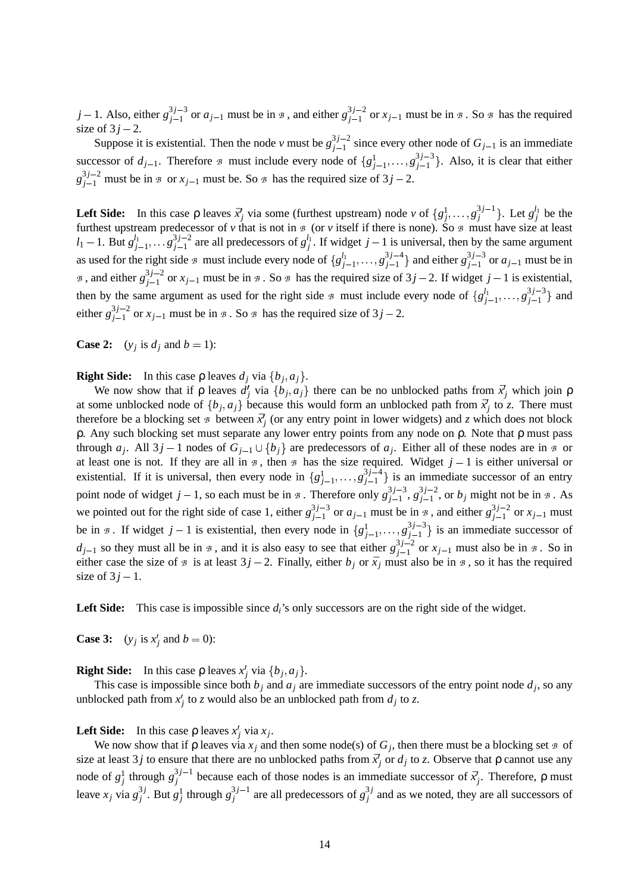$j-1$. Also, either $g_{j-1}^{3j-3}$ or $a_{j-1}$ must be in $\mathcal{B}$, and either $g_{j-1}^{3j-2}$ or $x_{j-1}$ must be in $\mathcal{B}$. So $\mathcal{B}$ has the required size of $3j-2$.

Suppose it is existential. Then the node $v$ must be $g_{j-1}^{3j-2}$ since every other node of $G_{j-1}$ is an immediate successor of $d_{j-1}$. Therefore $\mathcal{B}$ must include every node of $\{g_{j-1}^1, \ldots, g_{j-1}^{3j-3}\}$. Also, it is clear that either $g_{j-1}^{3j-2}$ must be in $\mathcal{B}$ or $x_{j-1}$ must be. So $\mathcal{B}$ has the required size of $3j-2$.

**Left Side:** In this case $\rho$ leaves $\overline{x}'_j$ via some (furthest upstream) node $v$ of $\{g_j^1, \ldots, g_j^{3j-1}\}$. Let $g_j^{l_1}$ be the furthest upstream predecessor of $v$ that is not in $\mathcal{B}$ (or $v$ itself if there is none). So $\mathcal{B}$ must have size at least $l_1 - 1$. But $g_{j-1}^{l_1}, \ldots g_{j-1}^{3j-2}$ are all predecessors of $g_j^{l_1}$. If widget $j-1$ is universal, then by the same argument as used for the right side $\mathcal{B}$ must include every node of $\{g_{j-1}^{l_1}, \ldots, g_{j-1}^{3j-4}\}$ and either $g_{j-1}^{3j-3}$ or $a_{j-1}$ must be in $\mathcal{B}$, and either $g_{j-1}^{3j-2}$ or $x_{j-1}$ must be in $\mathcal{B}$. So $\mathcal{B}$ has the required size of $3j-2$. If widget $j-1$ is existential, then by the same argument as used for the right side $\mathcal{B}$ must include every node of $\{g_{j-1}^{l_1}, \ldots, g_{j-1}^{3j-3}\}$ and either $g_{j-1}^{3j-2}$ or $x_{j-1}$ must be in $\mathcal{B}$. So $\mathcal{B}$ has the required size of $3j-2$.

**Case 2:** ($y_j$ is $d_j$ and $b = 1$):

**Right Side:** In this case $\rho$ leaves $d_j$ via $\{b_j, a_j\}$.

We now show that if $\rho$ leaves $d'_j$ via $\{b_j, a_j\}$ there can be no unblocked paths from $\overline{x}'_j$ which join $\rho$ at some unblocked node of $\{b_j, a_j\}$ because this would form an unblocked path from $\overline{x}'_j$ to $z$. There must therefore be a blocking set $\mathcal{B}$ between $\overline{x}'_j$ (or any entry point in lower widgets) and $z$ which does not block $\rho$. Any such blocking set must separate any lower entry points from any node on $\rho$. Note that $\rho$ must pass through $a_j$. All $3j-1$ nodes of $G_{j-1} \cup \{b_j\}$ are predecessors of $a_j$. Either all of these nodes are in $\mathcal{B}$ or at least one is not. If they are all in $\mathcal{B}$, then $\mathcal{B}$ has the size required. Widget $j-1$ is either universal or existential. If it is universal, then every node in $\{g_{j-1}^1, \ldots, g_{j-1}^{3j-4}\}$ is an immediate successor of an entry point node of widget $j-1$, so each must be in $\mathcal{B}$. Therefore only $g_{j-1}^{3j-3}$, $g_{j-1}^{3j-2}$, or $b_j$ might not be in $\mathcal{B}$. As we pointed out for the right side of case 1, either $g_{j-1}^{3j-3}$ or $a_{j-1}$ must be in $\mathcal{B}$, and either $g_{j-1}^{3j-2}$ or $x_{j-1}$ must be in $\mathcal{B}$. If widget $j-1$ is existential, then every node in $\{g_{j-1}^1, \ldots, g_{j-1}^{3j-3}\}$ is an immediate successor of $d_{j-1}$ so they must all be in $\mathcal{B}$, and it is also easy to see that either $g_{j-1}^{3j-2}$ or $x_{j-1}$ must also be in $\mathcal{B}$. So in either case the size of $\mathcal{B}$ is at least $3j-2$. Finally, either $b_j$ or $\bar{x}_j$ must also be in $\mathcal{B}$, so it has the required size of $3j-1$.

**Left Side:** This case is impossible since $d_i$'s only successors are on the right side of the widget.

**Case 3:** ($y_j$ is $x'_j$ and $b = 0$):

**Right Side:** In this case $\rho$ leaves $x'_j$ via $\{b_j, a_j\}$.

This case is impossible since both $b_j$ and $a_j$ are immediate successors of the entry point node $d_j$, so any unblocked path from $x'_j$ to $z$ would also be an unblocked path from $d_j$ to $z$.

**Left Side:** In this case $\rho$ leaves $x'_j$ via $x_j$.

We now show that if $\rho$ leaves via $x_j$ and then some node(s) of $G_j$, then there must be a blocking set $\mathcal{B}$ of size at least $3j$ to ensure that there are no unblocked paths from $\overline{x}'_j$ or $d_j$ to $z$. Observe that $\rho$ cannot use any node of $g_j^1$ through $g_j^{3j-1}$ because each of those nodes is an immediate successor of $\overline{x}'_j$. Therefore, $\rho$ must leave $x_j$ via $g_j^{3j}$. But $g_j^1$ through $g_j^{3j-1}$ are all predecessors of $g_j^{3j}$ and as we noted, they are all successors of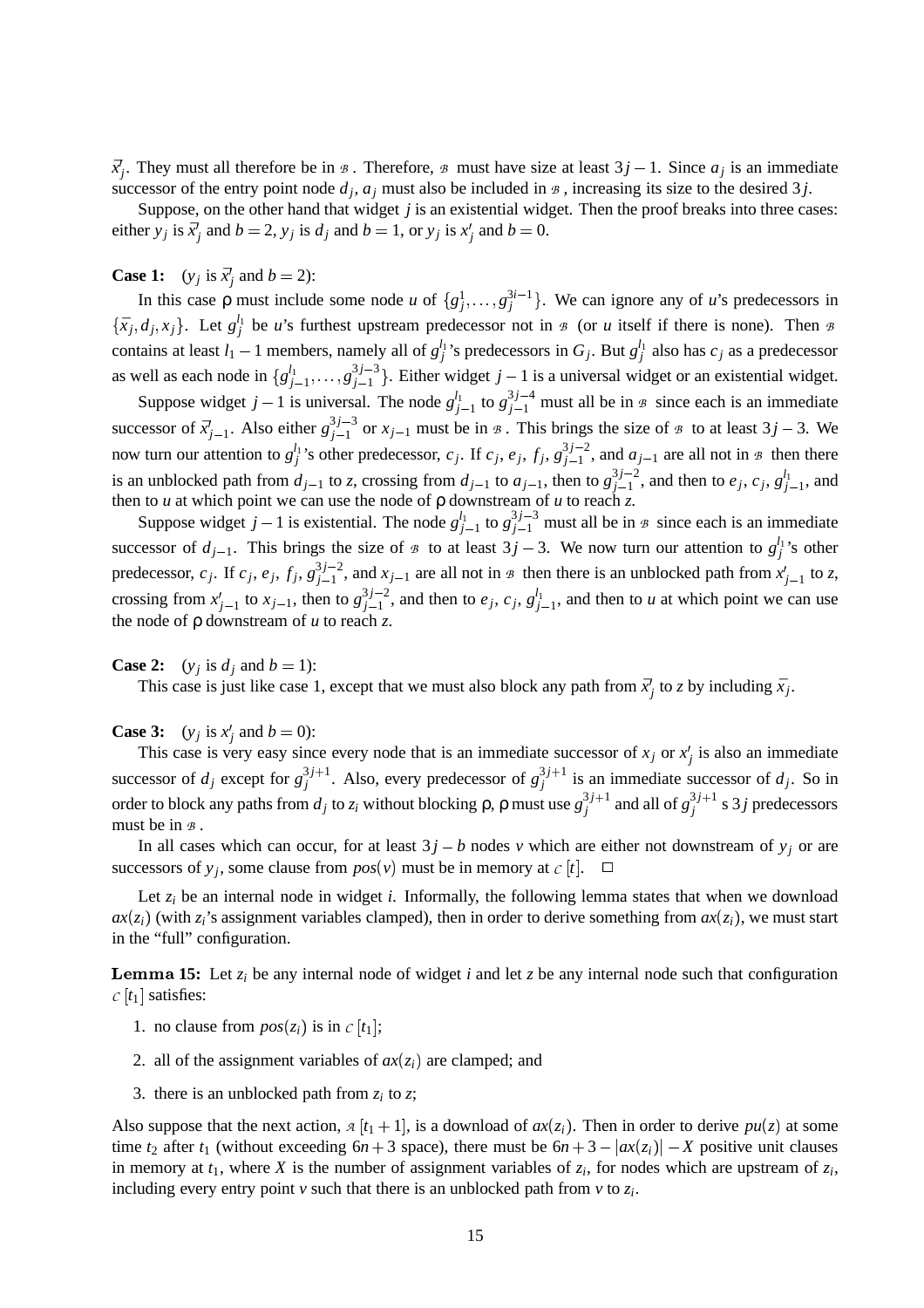$\bar{x}'_j$. They must all therefore be in $\mathcal{B}$. Therefore, $\mathcal{B}$ must have size at least $3j-1$. Since $a_j$ is an immediate successor of the entry point node $d_j$, $a_j$ must also be included in $\mathcal{B}$, increasing its size to the desired $3j$.

Suppose, on the other hand that widget $j$ is an existential widget. Then the proof breaks into three cases: either $y_j$ is $\bar{x}'_j$ and $b=2$, $y_j$ is $d_j$ and $b=1$, or $y_j$ is $x'_j$ and $b=0$.

**Case 1:** ($y_j$ is $\bar{x}'_j$ and $b=2$):

In this case $\rho$ must include some node $u$ of $\{g_j^1,\ldots,g_j^{3i-1}\}$. We can ignore any of $u$'s predecessors in $\{\bar{x}_j, d_j, x_j\}$. Let $g_j^{l_1}$ be $u$'s furthest upstream predecessor not in $\mathcal{B}$ (or $u$ itself if there is none). Then $\mathcal{B}$ contains at least $l_1-1$ members, namely all of $g_j^{l_1}$'s predecessors in $G_j$. But $g_j^{l_1}$ also has $c_j$ as a predecessor as well as each node in $\{g_{j-1}^{l_1},\ldots,g_{j-1}^{3j-3}\}$. Either widget $j-1$ is a universal widget or an existential widget.

Suppose widget $j-1$ is universal. The node $g_{j-1}^{l_1}$ to $g_{j-1}^{3j-4}$ must all be in $\mathcal{B}$ since each is an immediate successor of $\bar{x}'_{j-1}$. Also either $g_{j-1}^{3j-3}$ or $x_{j-1}$ must be in $\mathcal{B}$. This brings the size of $\mathcal{B}$ to at least $3j-3$. We now turn our attention to $g_j^{l_1}$'s other predecessor, $c_j$. If $c_j$, $e_j$, $f_j$, $g_{j-1}^{3j-2}$, and $a_{j-1}$ are all not in $\mathcal{B}$ then there is an unblocked path from $d_{j-1}$ to $z$, crossing from $d_{j-1}$ to $a_{j-1}$, then to $g_{j-1}^{3j-2}$, and then to $e_j$, $c_j$, $g_{j-1}^{l_1}$, and then to $u$ at which point we can use the node of $\rho$ downstream of $u$ to reach $z$.

Suppose widget $j-1$ is existential. The node $g_{j-1}^{l_1}$ to $g_{j-1}^{3j-3}$ must all be in $\mathcal{B}$ since each is an immediate successor of $d_{j-1}$. This brings the size of $\mathcal{B}$ to at least $3j-3$. We now turn our attention to $g_j^{l_1}$'s other predecessor, $c_j$. If $c_j$, $e_j$, $f_j$, $g_{j-1}^{3j-2}$, and $x_{j-1}$ are all not in $\mathcal{B}$ then there is an unblocked path from $x'_{j-1}$ to $z$, crossing from $x'_{j-1}$ to $x_{j-1}$, then to $g_{j-1}^{3j-2}$, and then to $e_j$, $c_j$, $g_{j-1}^{l_1}$, and then to $u$ at which point we can use the node of $\rho$ downstream of $u$ to reach $z$.

**Case 2:** ($y_j$ is $d_j$ and $b=1$):

This case is just like case 1, except that we must also block any path from $\bar{x}'_j$ to $z$ by including $\bar{x}_j$.

**Case 3:** ($y_j$ is $x'_j$ and $b=0$):

This case is very easy since every node that is an immediate successor of $x_j$ or $x'_j$ is also an immediate successor of $d_j$ except for $g_j^{3j+1}$. Also, every predecessor of $g_j^{3j+1}$ is an immediate successor of $d_j$. So in order to block any paths from $d_j$ to $z_i$ without blocking $\rho$, $\rho$ must use $g_j^{3j+1}$ and all of $g_j^{3j+1}$ s $3j$ predecessors must be in $\mathcal{B}$.

In all cases which can occur, for at least $3j-b$ nodes $v$ which are either not downstream of $y_j$ or are successors of $y_j$, some clause from $pos(v)$ must be in memory at $\mathcal{C}[t]$. $\square$

Let $z_i$ be an internal node in widget $i$. Informally, the following lemma states that when we download $ax(z_i)$ (with $z_i$'s assignment variables clamped), then in order to derive something from $ax(z_i)$, we must start in the "full" configuration.

**Lemma 15:** Let $z_i$ be any internal node of widget $i$ and let $z$ be any internal node such that configuration $\mathcal{C}[t_1]$ satisfies:

1. no clause from $pos(z_i)$ is in $\mathcal{C}[t_1]$;
2. all of the assignment variables of $ax(z_i)$ are clamped; and
3. there is an unblocked path from $z_i$ to $z$;

Also suppose that the next action, $\mathcal{A}[t_1+1]$, is a download of $ax(z_i)$. Then in order to derive $pu(z)$ at some time $t_2$ after $t_1$ (without exceeding $6n+3$ space), there must be $6n+3-|ax(z_i)|-X$ positive unit clauses in memory at $t_1$, where $X$ is the number of assignment variables of $z_i$, for nodes which are upstream of $z_i$, including every entry point $v$ such that there is an unblocked path from $v$ to $z_i$.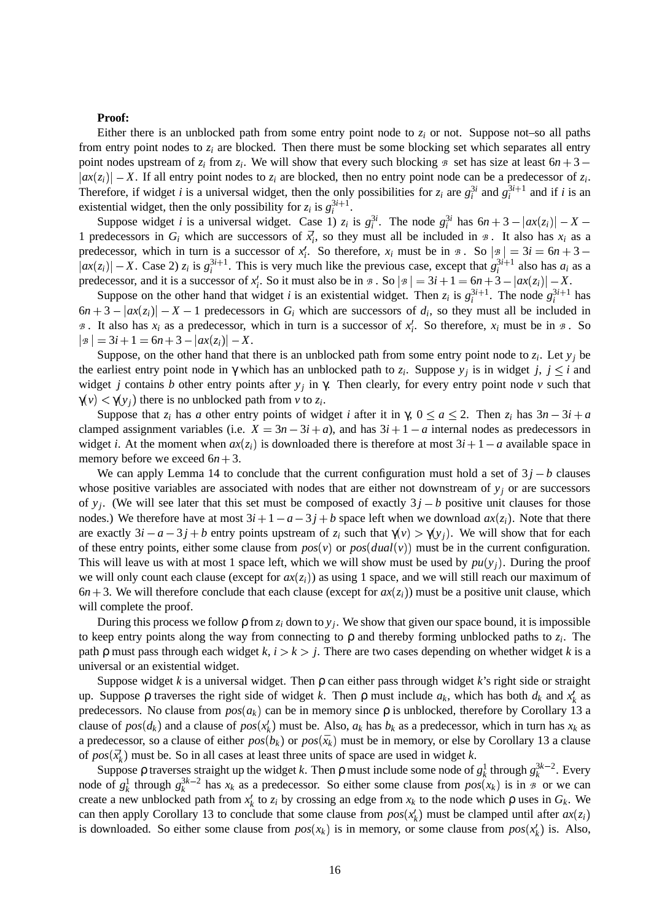**Proof:**

Either there is an unblocked path from some entry point node to $z_i$ or not. Suppose not–so all paths from entry point nodes to $z_i$ are blocked. Then there must be some blocking set which separates all entry point nodes upstream of $z_i$ from $z_i$. We will show that every such blocking $\mathcal{B}$ set has size at least $6n+3-|ax(z_i)|-X$. If all entry point nodes to $z_i$ are blocked, then no entry point node can be a predecessor of $z_i$. Therefore, if widget $i$ is a universal widget, then the only possibilities for $z_i$ are $g_i^{3i}$ and $g_i^{3i+1}$ and if $i$ is an existential widget, then the only possibility for $z_i$ is $g_i^{3i+1}$.

Suppose widget $i$ is a universal widget. Case 1) $z_i$ is $g_i^{3i}$. The node $g_i^{3i}$ has $6n+3-|ax(z_i)|-X-1$ predecessors in $G_i$ which are successors of $\overline{x}'_i$, so they must all be included in $\mathcal{B}$. It also has $x_i$ as a predecessor, which in turn is a successor of $x'_i$. So therefore, $x_i$ must be in $\mathcal{B}$. So $|\mathcal{B}| = 3i = 6n+3-|ax(z_i)|-X$. Case 2) $z_i$ is $g_i^{3i+1}$. This is very much like the previous case, except that $g_i^{3i+1}$ also has $a_i$ as a predecessor, and it is a successor of $x'_i$. So it must also be in $\mathcal{B}$. So $|\mathcal{B}| = 3i+1 = 6n+3-|ax(z_i)|-X$.

Suppose on the other hand that widget $i$ is an existential widget. Then $z_i$ is $g_i^{3i+1}$. The node $g_i^{3i+1}$ has $6n+3-|ax(z_i)|-X-1$ predecessors in $G_i$ which are successors of $d_i$, so they must all be included in $\mathcal{B}$. It also has $x_i$ as a predecessor, which in turn is a successor of $x'_i$. So therefore, $x_i$ must be in $\mathcal{B}$. So $|\mathcal{B}| = 3i+1 = 6n+3-|ax(z_i)|-X$.

Suppose, on the other hand that there is an unblocked path from some entry point node to $z_i$. Let $y_j$ be the earliest entry point node in $\gamma$ which has an unblocked path to $z_i$. Suppose $y_j$ is in widget $j$, $j \le i$ and widget $j$ contains $b$ other entry points after $y_j$ in $\gamma$. Then clearly, for every entry point node $v$ such that $\gamma(v) < \gamma(y_j)$ there is no unblocked path from $v$ to $z_i$.

Suppose that $z_i$ has $a$ other entry points of widget $i$ after it in $\gamma$, $0 \le a \le 2$. Then $z_i$ has $3n-3i+a$ clamped assignment variables (i.e. $X = 3n-3i+a$), and has $3i+1-a$ internal nodes as predecessors in widget $i$. At the moment when $ax(z_i)$ is downloaded there is therefore at most $3i+1-a$ available space in memory before we exceed $6n+3$.

We can apply Lemma 14 to conclude that the current configuration must hold a set of $3j-b$ clauses whose positive variables are associated with nodes that are either not downstream of $y_j$ or are successors of $y_j$. (We will see later that this set must be composed of exactly $3j-b$ positive unit clauses for those nodes.) We therefore have at most $3i+1-a-3j+b$ space left when we download $ax(z_i)$. Note that there are exactly $3i-a-3j+b$ entry points upstream of $z_i$ such that $\gamma(v) > \gamma(y_j)$. We will show that for each of these entry points, either some clause from $pos(v)$ or $pos(dual(v))$ must be in the current configuration. This will leave us with at most 1 space left, which we will show must be used by $pu(y_j)$. During the proof we will only count each clause (except for $ax(z_i)$) as using 1 space, and we will still reach our maximum of $6n+3$. We will therefore conclude that each clause (except for $ax(z_i)$) must be a positive unit clause, which will complete the proof.

During this process we follow $\rho$ from $z_i$ down to $y_j$. We show that given our space bound, it is impossible to keep entry points along the way from connecting to $\rho$ and thereby forming unblocked paths to $z_i$. The path $\rho$ must pass through each widget $k$, $i > k > j$. There are two cases depending on whether widget $k$ is a universal or an existential widget.

Suppose widget $k$ is a universal widget. Then $\rho$ can either pass through widget $k$'s right side or straight up. Suppose $\rho$ traverses the right side of widget $k$. Then $\rho$ must include $a_k$, which has both $d_k$ and $x'_k$ as predecessors. No clause from $pos(a_k)$ can be in memory since $\rho$ is unblocked, therefore by Corollary 13 a clause of $pos(d_k)$ and a clause of $pos(x'_k)$ must be. Also, $a_k$ has $b_k$ as a predecessor, which in turn has $x_k$ as a predecessor, so a clause of either $pos(b_k)$ or $pos(\overline{x}_k)$ must be in memory, or else by Corollary 13 a clause of $pos(\overline{x}'_k)$ must be. So in all cases at least three units of space are used in widget $k$.

Suppose $\rho$ traverses straight up the widget $k$. Then $\rho$ must include some node of $g_k^1$ through $g_k^{3k-2}$. Every node of $g_k^1$ through $g_k^{3k-2}$ has $x_k$ as a predecessor. So either some clause from $pos(x_k)$ is in $\mathcal{B}$ or we can create a new unblocked path from $x'_k$ to $z_i$ by crossing an edge from $x_k$ to the node which $\rho$ uses in $G_k$. We can then apply Corollary 13 to conclude that some clause from $pos(x'_k)$ must be clamped until after $ax(z_i)$ is downloaded. So either some clause from $pos(x_k)$ is in memory, or some clause from $pos(x'_k)$ is. Also,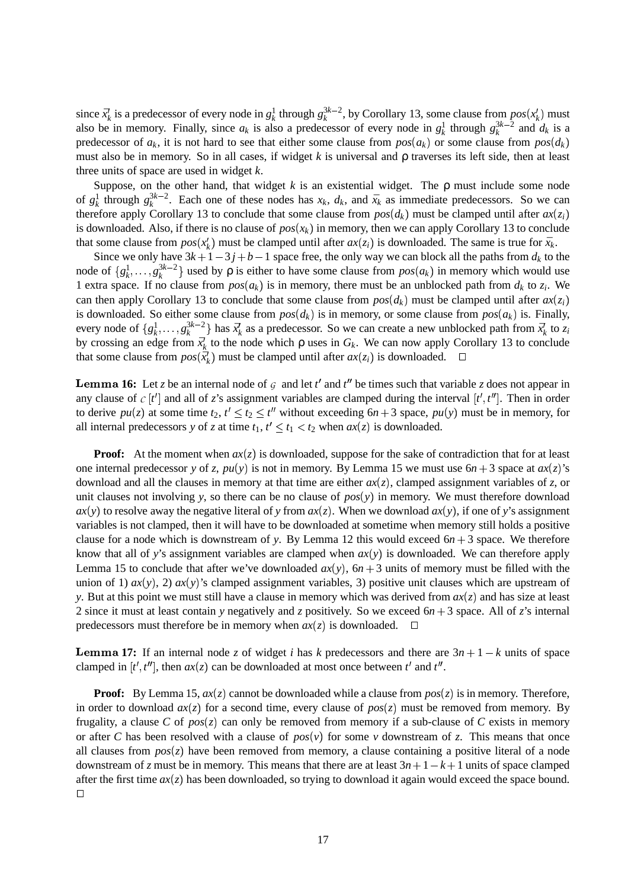since $\bar{x}'_k$ is a predecessor of every node in $g^1_k$ through $g^{3k-2}_k$, by Corollary 13, some clause from $pos(x'_k)$ must also be in memory. Finally, since $a_k$ is also a predecessor of every node in $g^1_k$ through $g^{3k-2}_k$ and $d_k$ is a predecessor of $a_k$, it is not hard to see that either some clause from $pos(a_k)$ or some clause from $pos(d_k)$ must also be in memory. So in all cases, if widget $k$ is universal and $\rho$ traverses its left side, then at least three units of space are used in widget $k$.

Suppose, on the other hand, that widget $k$ is an existential widget. The $\rho$ must include some node of $g^1_k$ through $g^{3k-2}_k$. Each one of these nodes has $x_k$, $d_k$, and $\bar{x}_k$ as immediate predecessors. So we can therefore apply Corollary 13 to conclude that some clause from $pos(d_k)$ must be clamped until after $ax(z_i)$ is downloaded. Also, if there is no clause of $pos(x_k)$ in memory, then we can apply Corollary 13 to conclude that some clause from $pos(x'_k)$ must be clamped until after $ax(z_i)$ is downloaded. The same is true for $\bar{x}_k$.

Since we only have $3k+1-3j+b-1$ space free, the only way we can block all the paths from $d_k$ to the node of $\{g^1_k, \ldots, g^{3k-2}_k\}$ used by $\rho$ is either to have some clause from $pos(a_k)$ in memory which would use 1 extra space. If no clause from $pos(a_k)$ is in memory, there must be an unblocked path from $d_k$ to $z_i$. We can then apply Corollary 13 to conclude that some clause from $pos(d_k)$ must be clamped until after $ax(z_i)$ is downloaded. So either some clause from $pos(d_k)$ is in memory, or some clause from $pos(a_k)$ is. Finally, every node of $\{g^1_k, \ldots, g^{3k-2}_k\}$ has $\bar{x}'_k$ as a predecessor. So we can create a new unblocked path from $\bar{x}'_k$ to $z_i$ by crossing an edge from $\bar{x}'_k$ to the node which $\rho$ uses in $G_k$. We can now apply Corollary 13 to conclude that some clause from $pos(\bar{x}'_k)$ must be clamped until after $ax(z_i)$ is downloaded. $\square$

**Lemma 16:** Let $z$ be an internal node of $\mathcal{G}$ and let $t'$ and $t''$ be times such that variable $z$ does not appear in any clause of $\mathcal{C}[t']$ and all of $z$'s assignment variables are clamped during the interval $[t', t'']$. Then in order to derive $pu(z)$ at some time $t_2$, $t' \leq t_2 \leq t''$ without exceeding $6n+3$ space, $pu(y)$ must be in memory, for all internal predecessors $y$ of $z$ at time $t_1$, $t' \leq t_1 < t_2$ when $ax(z)$ is downloaded.

**Proof:** At the moment when $ax(z)$ is downloaded, suppose for the sake of contradiction that for at least one internal predecessor $y$ of $z$, $pu(y)$ is not in memory. By Lemma 15 we must use $6n+3$ space at $ax(z)$'s download and all the clauses in memory at that time are either $ax(z)$, clamped assignment variables of $z$, or unit clauses not involving $y$, so there can be no clause of $pos(y)$ in memory. We must therefore download $ax(y)$ to resolve away the negative literal of $y$ from $ax(z)$. When we download $ax(y)$, if one of $y$'s assignment variables is not clamped, then it will have to be downloaded at sometime when memory still holds a positive clause for a node which is downstream of $y$. By Lemma 12 this would exceed $6n+3$ space. We therefore know that all of $y$'s assignment variables are clamped when $ax(y)$ is downloaded. We can therefore apply Lemma 15 to conclude that after we've downloaded $ax(y)$, $6n+3$ units of memory must be filled with the union of 1) $ax(y)$, 2) $ax(y)$'s clamped assignment variables, 3) positive unit clauses which are upstream of $y$. But at this point we must still have a clause in memory which was derived from $ax(z)$ and has size at least 2 since it must at least contain $y$ negatively and $z$ positively. So we exceed $6n+3$ space. All of $z$'s internal predecessors must therefore be in memory when $ax(z)$ is downloaded. $\square$

**Lemma 17:** If an internal node $z$ of widget $i$ has $k$ predecessors and there are $3n+1-k$ units of space clamped in $[t', t'']$, then $ax(z)$ can be downloaded at most once between $t'$ and $t''$.

**Proof:** By Lemma 15, $ax(z)$ cannot be downloaded while a clause from $pos(z)$ is in memory. Therefore, in order to download $ax(z)$ for a second time, every clause of $pos(z)$ must be removed from memory. By frugality, a clause $C$ of $pos(z)$ can only be removed from memory if a sub-clause of $C$ exists in memory or after $C$ has been resolved with a clause of $pos(v)$ for some $v$ downstream of $z$. This means that once all clauses from $pos(z)$ have been removed from memory, a clause containing a positive literal of a node downstream of $z$ must be in memory. This means that there are at least $3n+1-k+1$ units of space clamped after the first time $ax(z)$ has been downloaded, so trying to download it again would exceed the space bound. $\square$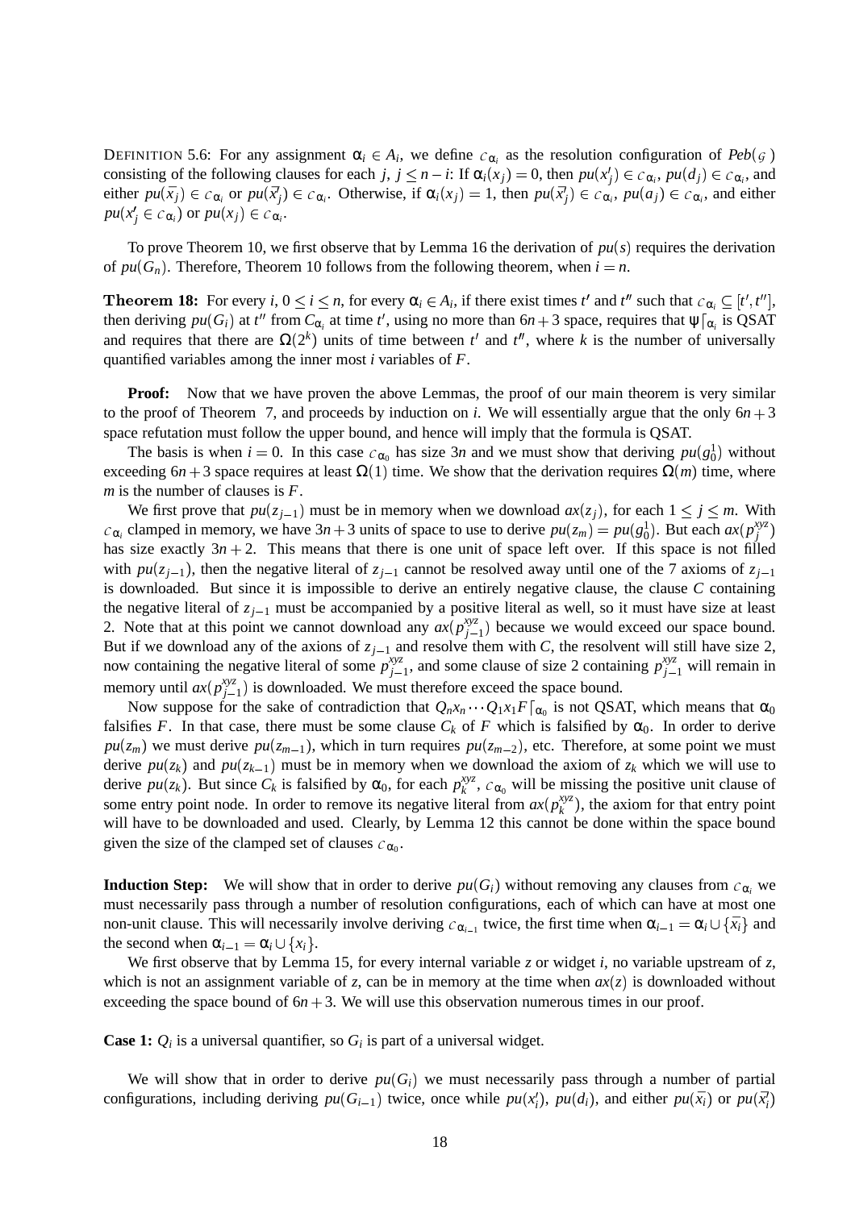DEFINITION 5.6: For any assignment $\alpha_i \in A_i$, we define $\mathcal{C}_{\alpha_i}$ as the resolution configuration of $Peb(\mathcal{G})$ consisting of the following clauses for each $j$, $j \leq n-i$: If $\alpha_i(x_j) = 0$, then $pu(x'_j) \in \mathcal{C}_{\alpha_i}$, $pu(d_j) \in \mathcal{C}_{\alpha_i}$, and either $pu(\bar{x}_j) \in \mathcal{C}_{\alpha_i}$ or $pu(\bar{x}'_j) \in \mathcal{C}_{\alpha_i}$. Otherwise, if $\alpha_i(x_j) = 1$, then $pu(\bar{x}'_j) \in \mathcal{C}_{\alpha_i}$, $pu(a_j) \in \mathcal{C}_{\alpha_i}$, and either $pu(x'_j \in \mathcal{C}_{\alpha_i})$ or $pu(x_j) \in \mathcal{C}_{\alpha_i}$.

To prove Theorem 10, we first observe that by Lemma 16 the derivation of $pu(s)$ requires the derivation of $pu(G_n)$. Therefore, Theorem 10 follows from the following theorem, when $i = n$.

**Theorem 18:** For every $i$, $0 \leq i \leq n$, for every $\alpha_i \in A_i$, if there exist times $t'$ and $t''$ such that $\mathcal{C}_{\alpha_i} \subseteq [t', t'']$, then deriving $pu(G_i)$ at $t''$ from $C_{\alpha_i}$ at time $t'$, using no more than $6n+3$ space, requires that $\psi\lceil_{\alpha_i}$ is QSAT and requires that there are $\Omega(2^k)$ units of time between $t'$ and $t''$, where $k$ is the number of universally quantified variables among the inner most $i$ variables of $F$.

**Proof:** Now that we have proven the above Lemmas, the proof of our main theorem is very similar to the proof of Theorem 7, and proceeds by induction on $i$. We will essentially argue that the only $6n+3$ space refutation must follow the upper bound, and hence will imply that the formula is QSAT.

The basis is when $i = 0$. In this case $\mathcal{C}_{\alpha_0}$ has size $3n$ and we must show that deriving $pu(g_0^1)$ without exceeding $6n+3$ space requires at least $\Omega(1)$ time. We show that the derivation requires $\Omega(m)$ time, where $m$ is the number of clauses is $F$.

We first prove that $pu(z_{j-1})$ must be in memory when we download $ax(z_j)$, for each $1 \leq j \leq m$. With $\mathcal{C}_{\alpha_i}$ clamped in memory, we have $3n+3$ units of space to use to derive $pu(z_m) = pu(g_0^1)$. But each $ax(p_j^{xyz})$ has size exactly $3n+2$. This means that there is one unit of space left over. If this space is not filled with $pu(z_{j-1})$, then the negative literal of $z_{j-1}$ cannot be resolved away until one of the 7 axioms of $z_{j-1}$ is downloaded. But since it is impossible to derive an entirely negative clause, the clause $C$ containing the negative literal of $z_{j-1}$ must be accompanied by a positive literal as well, so it must have size at least 2. Note that at this point we cannot download any $ax(p_{j-1}^{xyz})$ because we would exceed our space bound. But if we download any of the axions of $z_{j-1}$ and resolve them with $C$, the resolvent will still have size 2, now containing the negative literal of some $p_{j-1}^{xyz}$, and some clause of size 2 containing $p_{j-1}^{xyz}$ will remain in memory until $ax(p_{j-1}^{xyz})$ is downloaded. We must therefore exceed the space bound.

Now suppose for the sake of contradiction that $Q_n x_n \cdots Q_1 x_1 F\lceil_{\alpha_0}$ is not QSAT, which means that $\alpha_0$ falsifies $F$. In that case, there must be some clause $C_k$ of $F$ which is falsified by $\alpha_0$. In order to derive $pu(z_m)$ we must derive $pu(z_{m-1})$, which in turn requires $pu(z_{m-2})$, etc. Therefore, at some point we must derive $pu(z_k)$ and $pu(z_{k-1})$ must be in memory when we download the axiom of $z_k$ which we will use to derive $pu(z_k)$. But since $C_k$ is falsified by $\alpha_0$, for each $p_k^{xyz}$, $\mathcal{C}_{\alpha_0}$ will be missing the positive unit clause of some entry point node. In order to remove its negative literal from $ax(p_k^{xyz})$, the axiom for that entry point will have to be downloaded and used. Clearly, by Lemma 12 this cannot be done within the space bound given the size of the clamped set of clauses $\mathcal{C}_{\alpha_0}$.

**Induction Step:** We will show that in order to derive $pu(G_i)$ without removing any clauses from $\mathcal{C}_{\alpha_i}$ we must necessarily pass through a number of resolution configurations, each of which can have at most one non-unit clause. This will necessarily involve deriving $\mathcal{C}_{\alpha_{i-1}}$ twice, the first time when $\alpha_{i-1} = \alpha_i \cup \{\bar{x}_i\}$ and the second when $\alpha_{i-1} = \alpha_i \cup \{x_i\}$.

We first observe that by Lemma 15, for every internal variable $z$ or widget $i$, no variable upstream of $z$, which is not an assignment variable of $z$, can be in memory at the time when $ax(z)$ is downloaded without exceeding the space bound of $6n+3$. We will use this observation numerous times in our proof.

**Case 1:** $Q_i$ is a universal quantifier, so $G_i$ is part of a universal widget.

We will show that in order to derive $pu(G_i)$ we must necessarily pass through a number of partial configurations, including deriving $pu(G_{i-1})$ twice, once while $pu(x'_i)$, $pu(d_i)$, and either $pu(\bar{x}_i)$ or $pu(\bar{x}'_i)$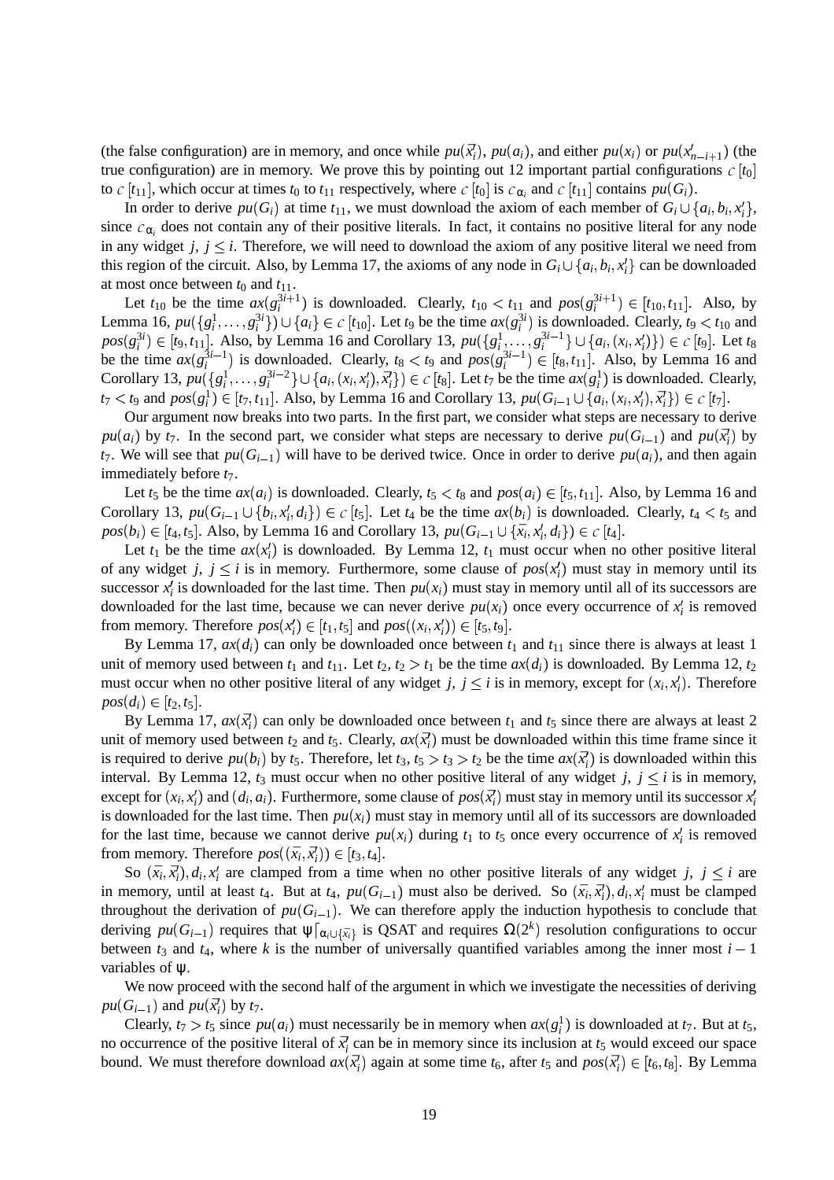(the false configuration) are in memory, and once while $pu(\overline{x_i'})$, $pu(a_i)$, and either $pu(x_i)$ or $pu(x_{n-i+1}')$ (the true configuration) are in memory. We prove this by pointing out 12 important partial configurations $\mathcal{C}[t_0]$ to $\mathcal{C}[t_{11}]$, which occur at times $t_0$ to $t_{11}$ respectively, where $\mathcal{C}[t_0]$ is $\mathcal{C}_{\alpha_i}$ and $\mathcal{C}[t_{11}]$ contains $pu(G_i)$.

In order to derive $pu(G_i)$ at time $t_{11}$, we must download the axiom of each member of $G_i \cup \{a_i, b_i, x_i'\}$, since $\mathcal{C}_{\alpha_i}$ does not contain any of their positive literals. In fact, it contains no positive literal for any node in any widget $j$, $j \leq i$. Therefore, we will need to download the axiom of any positive literal we need from this region of the circuit. Also, by Lemma 17, the axioms of any node in $G_i \cup \{a_i, b_i, x_i'\}$ can be downloaded at most once between $t_0$ and $t_{11}$.

Let $t_{10}$ be the time $ax(g_i^{3i+1})$ is downloaded. Clearly, $t_{10} < t_{11}$ and $pos(g_i^{3i+1}) \in [t_{10}, t_{11}]$. Also, by Lemma 16, $pu(\{g_i^1, \ldots, g_i^{3i}\}) \cup \{a_i\} \in \mathcal{C}[t_{10}]$. Let $t_9$ be the time $ax(g_i^{3i})$ is downloaded. Clearly, $t_9 < t_{10}$ and $pos(g_i^{3i}) \in [t_9, t_{11}]$. Also, by Lemma 16 and Corollary 13, $pu(\{g_i^1, \ldots, g_i^{3i-1}\} \cup \{a_i, (x_i, x_i')\}) \in \mathcal{C}[t_9]$. Let $t_8$ be the time $ax(g_i^{3i-1})$ is downloaded. Clearly, $t_8 < t_9$ and $pos(g_i^{3i-1}) \in [t_8, t_{11}]$. Also, by Lemma 16 and Corollary 13, $pu(\{g_i^1, \ldots, g_i^{3i-2}\} \cup \{a_i, (x_i, x_i'), \overline{x_i'}\}) \in \mathcal{C}[t_8]$. Let $t_7$ be the time $ax(g_i^1)$ is downloaded. Clearly, $t_7 < t_9$ and $pos(g_i^1) \in [t_7, t_{11}]$. Also, by Lemma 16 and Corollary 13, $pu(G_{i-1} \cup \{a_i, (x_i, x_i'), \overline{x_i'}\}) \in \mathcal{C}[t_7]$.

Our argument now breaks into two parts. In the first part, we consider what steps are necessary to derive $pu(a_i)$ by $t_7$. In the second part, we consider what steps are necessary to derive $pu(G_{i-1})$ and $pu(\overline{x_i'})$ by $t_7$. We will see that $pu(G_{i-1})$ will have to be derived twice. Once in order to derive $pu(a_i)$, and then again immediately before $t_7$.

Let $t_5$ be the time $ax(a_i)$ is downloaded. Clearly, $t_5 < t_8$ and $pos(a_i) \in [t_5, t_{11}]$. Also, by Lemma 16 and Corollary 13, $pu(G_{i-1} \cup \{b_i, x_i', d_i\}) \in \mathcal{C}[t_5]$. Let $t_4$ be the time $ax(b_i)$ is downloaded. Clearly, $t_4 < t_5$ and $pos(b_i) \in [t_4, t_5]$. Also, by Lemma 16 and Corollary 13, $pu(G_{i-1} \cup \{\bar{x_i}, x_i', d_i\}) \in \mathcal{C}[t_4]$.

Let $t_1$ be the time $ax(x_i')$ is downloaded. By Lemma 12, $t_1$ must occur when no other positive literal of any widget $j$, $j \leq i$ is in memory. Furthermore, some clause of $pos(x_i')$ must stay in memory until its successor $x_i'$ is downloaded for the last time. Then $pu(x_i)$ must stay in memory until all of its successors are downloaded for the last time, because we can never derive $pu(x_i)$ once every occurrence of $x_i'$ is removed from memory. Therefore $pos(x_i') \in [t_1, t_5]$ and $pos((x_i, x_i')) \in [t_5, t_9]$.

By Lemma 17, $ax(d_i)$ can only be downloaded once between $t_1$ and $t_{11}$ since there is always at least 1 unit of memory used between $t_1$ and $t_{11}$. Let $t_2$, $t_2 > t_1$ be the time $ax(d_i)$ is downloaded. By Lemma 12, $t_2$ must occur when no other positive literal of any widget $j$, $j \leq i$ is in memory, except for $(x_i, x_i')$. Therefore $pos(d_i) \in [t_2, t_5]$.

By Lemma 17, $ax(\overline{x_i'})$ can only be downloaded once between $t_1$ and $t_5$ since there are always at least 2 unit of memory used between $t_2$ and $t_5$. Clearly, $ax(\overline{x_i'})$ must be downloaded within this time frame since it is required to derive $pu(b_i)$ by $t_5$. Therefore, let $t_3$, $t_5 > t_3 > t_2$ be the time $ax(\overline{x_i'})$ is downloaded within this interval. By Lemma 12, $t_3$ must occur when no other positive literal of any widget $j$, $j \leq i$ is in memory, except for $(x_i, x_i')$ and $(d_i, a_i)$. Furthermore, some clause of $pos(\overline{x_i'})$ must stay in memory until its successor $x_i'$ is downloaded for the last time. Then $pu(x_i)$ must stay in memory until all of its successors are downloaded for the last time, because we cannot derive $pu(x_i)$ during $t_1$ to $t_5$ once every occurrence of $x_i'$ is removed from memory. Therefore $pos((\bar{x_i}, \overline{x_i'})) \in [t_3, t_4]$.

So $(\bar{x_i}, \overline{x_i'}), d_i, x_i'$ are clamped from a time when no other positive literals of any widget $j$, $j \leq i$ are in memory, until at least $t_4$. But at $t_4$, $pu(G_{i-1})$ must also be derived. So $(\bar{x_i}, \overline{x_i'}), d_i, x_i'$ must be clamped throughout the derivation of $pu(G_{i-1})$. We can therefore apply the induction hypothesis to conclude that deriving $pu(G_{i-1})$ requires that $\psi\lceil_{\alpha_i \cup \{\bar{x_i}\}}$ is QSAT and requires $\Omega(2^k)$ resolution configurations to occur between $t_3$ and $t_4$, where $k$ is the number of universally quantified variables among the inner most $i-1$ variables of $\psi$.

We now proceed with the second half of the argument in which we investigate the necessities of deriving $pu(G_{i-1})$ and $pu(\overline{x_i'})$ by $t_7$.

Clearly, $t_7 > t_5$ since $pu(a_i)$ must necessarily be in memory when $ax(g_i^1)$ is downloaded at $t_7$. But at $t_5$, no occurrence of the positive literal of $\overline{x_i'}$ can be in memory since its inclusion at $t_5$ would exceed our space bound. We must therefore download $ax(\overline{x_i'})$ again at some time $t_6$, after $t_5$ and $pos(\overline{x_i'}) \in [t_6, t_8]$. By Lemma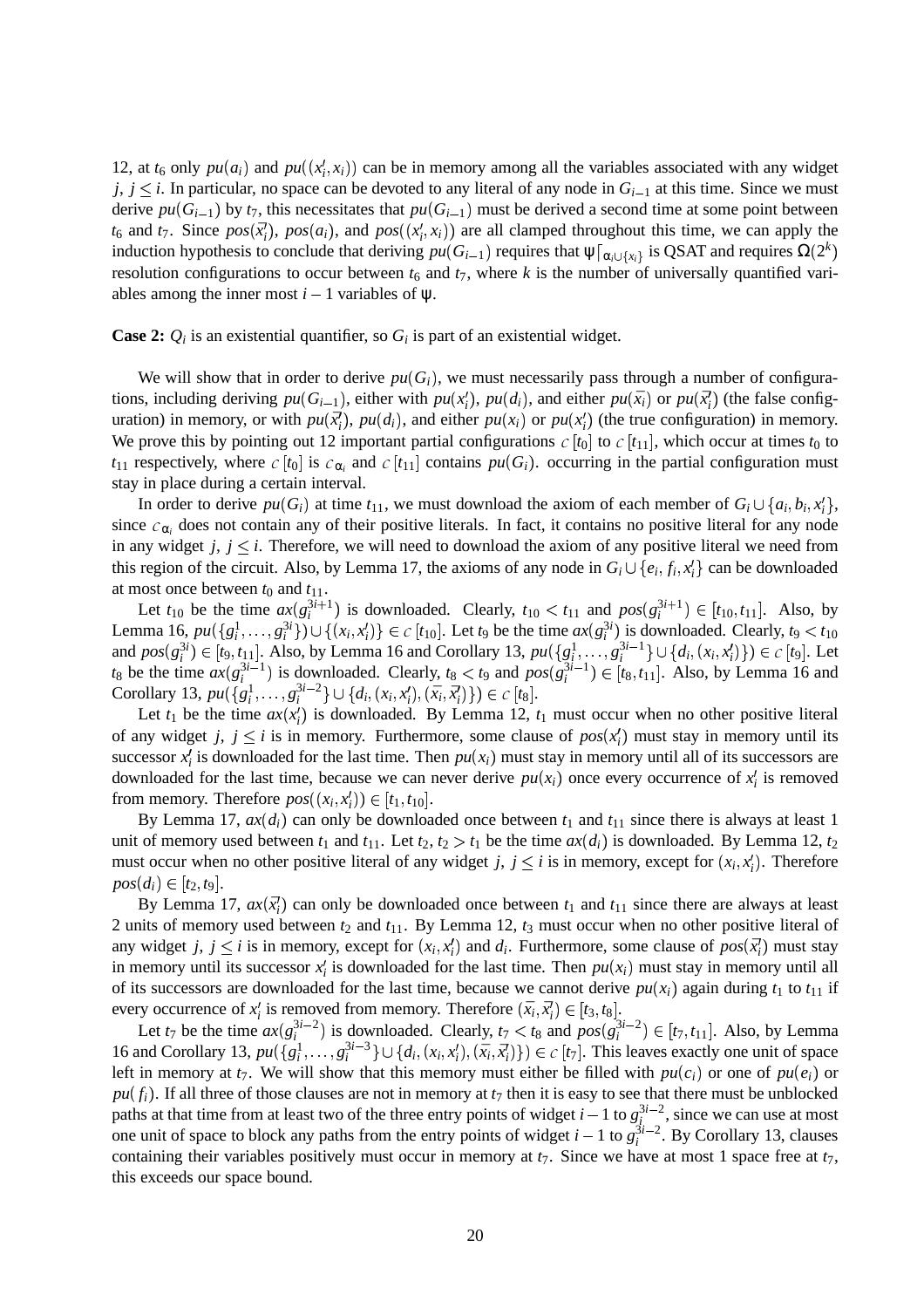12, at $t_6$ only $pu(a_i)$ and $pu((x_i', x_i))$ can be in memory among all the variables associated with any widget $j$, $j \leq i$. In particular, no space can be devoted to any literal of any node in $G_{i-1}$ at this time. Since we must derive $pu(G_{i-1})$ by $t_7$, this necessitates that $pu(G_{i-1})$ must be derived a second time at some point between $t_6$ and $t_7$. Since $pos(\overline{x_i'})$, $pos(a_i)$, and $pos((x_i', x_i))$ are all clamped throughout this time, we can apply the induction hypothesis to conclude that deriving $pu(G_{i-1})$ requires that $\psi\lceil_{\alpha_i \cup \{x_i\}}$ is QSAT and requires $\Omega(2^k)$ resolution configurations to occur between $t_6$ and $t_7$, where $k$ is the number of universally quantified variables among the inner most $i-1$ variables of $\psi$.

**Case 2:** $Q_i$ is an existential quantifier, so $G_i$ is part of an existential widget.

We will show that in order to derive $pu(G_i)$, we must necessarily pass through a number of configurations, including deriving $pu(G_{i-1})$, either with $pu(x_i')$, $pu(d_i)$, and either $pu(\overline{x_i})$ or $pu(\overline{x_i'})$ (the false configuration) in memory, or with $pu(\overline{x_i'})$, $pu(d_i)$, and either $pu(x_i)$ or $pu(x_i')$ (the true configuration) in memory. We prove this by pointing out 12 important partial configurations $\mathcal{C}[t_0]$ to $\mathcal{C}[t_{11}]$, which occur at times $t_0$ to $t_{11}$ respectively, where $\mathcal{C}[t_0]$ is $\mathcal{C}_{\alpha_i}$ and $\mathcal{C}[t_{11}]$ contains $pu(G_i)$. occurring in the partial configuration must stay in place during a certain interval.

In order to derive $pu(G_i)$ at time $t_{11}$, we must download the axiom of each member of $G_i \cup \{a_i, b_i, x_i'\}$, since $\mathcal{C}_{\alpha_i}$ does not contain any of their positive literals. In fact, it contains no positive literal for any node in any widget $j$, $j \leq i$. Therefore, we will need to download the axiom of any positive literal we need from this region of the circuit. Also, by Lemma 17, the axioms of any node in $G_i \cup \{e_i, f_i, x_i'\}$ can be downloaded at most once between $t_0$ and $t_{11}$.

Let $t_{10}$ be the time $ax(g_i^{3i+1})$ is downloaded. Clearly, $t_{10} < t_{11}$ and $pos(g_i^{3i+1}) \in [t_{10}, t_{11}]$. Also, by Lemma 16, $pu(\{g_i^1, \ldots, g_i^{3i}\}) \cup \{(x_i, x_i')\} \in \mathcal{C}[t_{10}]$. Let $t_9$ be the time $ax(g_i^{3i})$ is downloaded. Clearly, $t_9 < t_{10}$ and $pos(g_i^{3i}) \in [t_9, t_{11}]$. Also, by Lemma 16 and Corollary 13, $pu(\{g_i^1, \ldots, g_i^{3i-1}\} \cup \{d_i, (x_i, x_i')\}) \in \mathcal{C}[t_9]$. Let $t_8$ be the time $ax(g_i^{3i-1})$ is downloaded. Clearly, $t_8 < t_9$ and $pos(g_i^{3i-1}) \in [t_8, t_{11}]$. Also, by Lemma 16 and Corollary 13, $pu(\{g_i^1, \ldots, g_i^{3i-2}\} \cup \{d_i, (x_i, x_i'), (\overline{x_i}, \overline{x_i'})\}) \in \mathcal{C}[t_8]$.

Let $t_1$ be the time $ax(x_i')$ is downloaded. By Lemma 12, $t_1$ must occur when no other positive literal of any widget $j$, $j \leq i$ is in memory. Furthermore, some clause of $pos(x_i')$ must stay in memory until its successor $x_i'$ is downloaded for the last time. Then $pu(x_i)$ must stay in memory until all of its successors are downloaded for the last time, because we can never derive $pu(x_i)$ once every occurrence of $x_i'$ is removed from memory. Therefore $pos((x_i, x_i')) \in [t_1, t_{10}]$.

By Lemma 17, $ax(d_i)$ can only be downloaded once between $t_1$ and $t_{11}$ since there is always at least 1 unit of memory used between $t_1$ and $t_{11}$. Let $t_2$, $t_2 > t_1$ be the time $ax(d_i)$ is downloaded. By Lemma 12, $t_2$ must occur when no other positive literal of any widget $j$, $j \leq i$ is in memory, except for $(x_i, x_i')$. Therefore $pos(d_i) \in [t_2, t_9]$.

By Lemma 17, $ax(\overline{x_i'})$ can only be downloaded once between $t_1$ and $t_{11}$ since there are always at least 2 units of memory used between $t_2$ and $t_{11}$. By Lemma 12, $t_3$ must occur when no other positive literal of any widget $j$, $j \leq i$ is in memory, except for $(x_i, x_i')$ and $d_i$. Furthermore, some clause of $pos(\overline{x_i'})$ must stay in memory until its successor $x_i'$ is downloaded for the last time. Then $pu(x_i)$ must stay in memory until all of its successors are downloaded for the last time, because we cannot derive $pu(x_i)$ again during $t_1$ to $t_{11}$ if every occurrence of $x_i'$ is removed from memory. Therefore $(\overline{x_i}, \overline{x_i'}) \in [t_3, t_8]$.

Let $t_7$ be the time $ax(g_i^{3i-2})$ is downloaded. Clearly, $t_7 < t_8$ and $pos(g_i^{3i-2}) \in [t_7, t_{11}]$. Also, by Lemma 16 and Corollary 13, $pu(\{g_i^1, \ldots, g_i^{3i-3}\} \cup \{d_i, (x_i, x_i'), (\overline{x_i}, \overline{x_i'})\}) \in \mathcal{C}[t_7]$. This leaves exactly one unit of space left in memory at $t_7$. We will show that this memory must either be filled with $pu(c_i)$ or one of $pu(e_i)$ or $pu(f_i)$. If all three of those clauses are not in memory at $t_7$ then it is easy to see that there must be unblocked paths at that time from at least two of the three entry points of widget $i-1$ to $g_i^{3i-2}$, since we can use at most one unit of space to block any paths from the entry points of widget $i-1$ to $g_i^{3i-2}$. By Corollary 13, clauses containing their variables positively must occur in memory at $t_7$. Since we have at most 1 space free at $t_7$, this exceeds our space bound.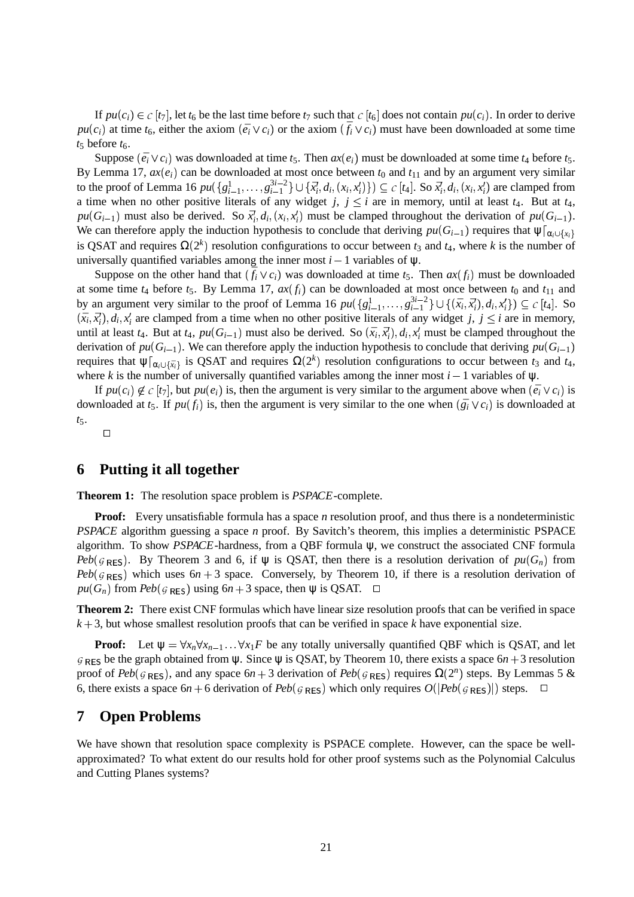If $pu(c_i) \in \mathcal{C}[t_7]$, let $t_6$ be the last time before $t_7$ such that $\mathcal{C}[t_6]$ does not contain $pu(c_i)$. In order to derive $pu(c_i)$ at time $t_6$, either the axiom $(\bar{e_i} \vee c_i)$ or the axiom $(\bar{f_i} \vee c_i)$ must have been downloaded at some time $t_5$ before $t_6$.

Suppose $(\bar{e_i} \vee c_i)$ was downloaded at time $t_5$. Then $ax(e_i)$ must be downloaded at some time $t_4$ before $t_5$. By Lemma 17, $ax(e_i)$ can be downloaded at most once between $t_0$ and $t_{11}$ and by an argument very similar to the proof of Lemma 16 $pu(\{g^1_{i-1}, \ldots, g^{3i-2}_{i-1}\} \cup \{\bar{x}'_i, d_i, (x_i, x'_i)\}) \subseteq \mathcal{C}[t_4]$. So $\bar{x}'_i, d_i, (x_i, x'_i)$ are clamped from a time when no other positive literals of any widget $j$, $j \leq i$ are in memory, until at least $t_4$. But at $t_4$, $pu(G_{i-1})$ must also be derived. So $\bar{x}'_i, d_i, (x_i, x'_i)$ must be clamped throughout the derivation of $pu(G_{i-1})$. We can therefore apply the induction hypothesis to conclude that deriving $pu(G_{i-1})$ requires that $\psi\lceil_{\alpha_i \cup \{x_i\}}$ is QSAT and requires $\Omega(2^k)$ resolution configurations to occur between $t_3$ and $t_4$, where $k$ is the number of universally quantified variables among the inner most $i-1$ variables of $\psi$.

Suppose on the other hand that $(\bar{f_i} \vee c_i)$ was downloaded at time $t_5$. Then $ax(f_i)$ must be downloaded at some time $t_4$ before $t_5$. By Lemma 17, $ax(f_i)$ can be downloaded at most once between $t_0$ and $t_{11}$ and by an argument very similar to the proof of Lemma 16 $pu(\{g^1_{i-1}, \ldots, g^{3i-2}_{i-1}\} \cup \{(\bar{x}_i, \bar{x}'_i), d_i, x'_i\}) \subseteq \mathcal{C}[t_4]$. So $(\bar{x}_i, \bar{x}'_i), d_i, x'_i$ are clamped from a time when no other positive literals of any widget $j$, $j \leq i$ are in memory, until at least $t_4$. But at $t_4$, $pu(G_{i-1})$ must also be derived. So $(\bar{x}_i, \bar{x}'_i), d_i, x'_i$ must be clamped throughout the derivation of $pu(G_{i-1})$. We can therefore apply the induction hypothesis to conclude that deriving $pu(G_{i-1})$ requires that $\psi\lceil_{\alpha_i \cup \{\bar{x}_i\}}$ is QSAT and requires $\Omega(2^k)$ resolution configurations to occur between $t_3$ and $t_4$, where $k$ is the number of universally quantified variables among the inner most $i-1$ variables of $\psi$.

If $pu(c_i) \notin \mathcal{C}[t_7]$, but $pu(e_i)$ is, then the argument is very similar to the argument above when $(\bar{e_i} \vee c_i)$ is downloaded at $t_5$. If $pu(f_i)$ is, then the argument is very similar to the one when $(\bar{g_i} \vee c_i)$ is downloaded at $t_5$.

□

## 6 Putting it all together

**Theorem 1:** The resolution space problem is *PSPACE*-complete.

**Proof:** Every unsatisfiable formula has a space $n$ resolution proof, and thus there is a nondeterministic *PSPACE* algorithm guessing a space $n$ proof. By Savitch's theorem, this implies a deterministic PSPACE algorithm. To show *PSPACE*-hardness, from a QBF formula $\psi$, we construct the associated CNF formula $Peb(\mathcal{G}_{\mathsf{RES}})$. By Theorem 3 and 6, if $\psi$ is QSAT, then there is a resolution derivation of $pu(G_n)$ from $Peb(\mathcal{G}_{\mathsf{RES}})$ which uses $6n+3$ space. Conversely, by Theorem 10, if there is a resolution derivation of $pu(G_n)$ from $Peb(\mathcal{G}_{\mathsf{RES}})$ using $6n+3$ space, then $\psi$ is QSAT. □

**Theorem 2:** There exist CNF formulas which have linear size resolution proofs that can be verified in space $k+3$, but whose smallest resolution proofs that can be verified in space $k$ have exponential size.

**Proof:** Let $\psi = \forall x_n \forall x_{n-1} \ldots \forall x_1 F$ be any totally universally quantified QBF which is QSAT, and let $\mathcal{G}_{\mathsf{RES}}$ be the graph obtained from $\psi$. Since $\psi$ is QSAT, by Theorem 10, there exists a space $6n+3$ resolution proof of $Peb(\mathcal{G}_{\mathsf{RES}})$, and any space $6n+3$ derivation of $Peb(\mathcal{G}_{\mathsf{RES}})$ requires $\Omega(2^n)$ steps. By Lemmas 5 & 6, there exists a space $6n+6$ derivation of $Peb(\mathcal{G}_{\mathsf{RES}})$ which only requires $O(|Peb(\mathcal{G}_{\mathsf{RES}})|)$ steps. □

## 7 Open Problems

We have shown that resolution space complexity is PSPACE complete. However, can the space be well-approximated? To what extent do our results hold for other proof systems such as the Polynomial Calculus and Cutting Planes systems?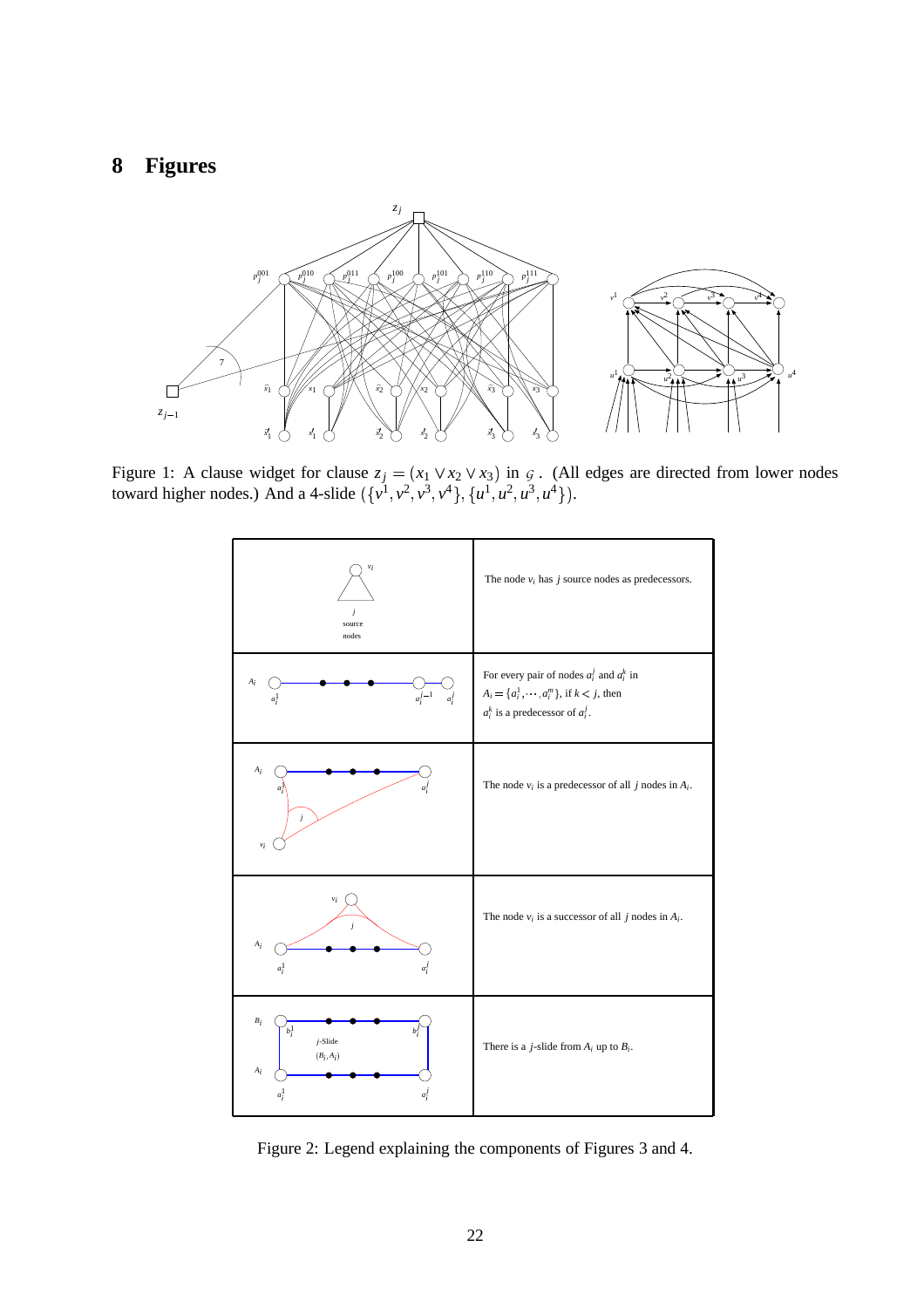# 8 Figures

Figure 1: A clause widget for clause $z_j = (x_1 \vee x_2 \vee x_3)$ in $\mathcal{G}$. (All edges are directed from lower nodes toward higher nodes.) And a 4-slide $(\{v^1, v^2, v^3, v^4\}, \{u^1, u^2, u^3, u^4\})$.

| | |
|---|---|
| | The node $v_i$ has $j$ source nodes as predecessors. |
| | For every pair of nodes $a_i^j$ and $a_i^k$ in $A_i = \{a_i^1, \cdots, a_i^m\}$, if $k < j$, then $a_i^k$ is a predecessor of $a_i^j$. |
| | The node $v_i$ is a predecessor of all $j$ nodes in $A_i$. |
| | The node $v_i$ is a successor of all $j$ nodes in $A_i$. |
| | There is a $j$-slide from $A_i$ up to $B_i$. |

Figure 2: Legend explaining the components of Figures 3 and 4.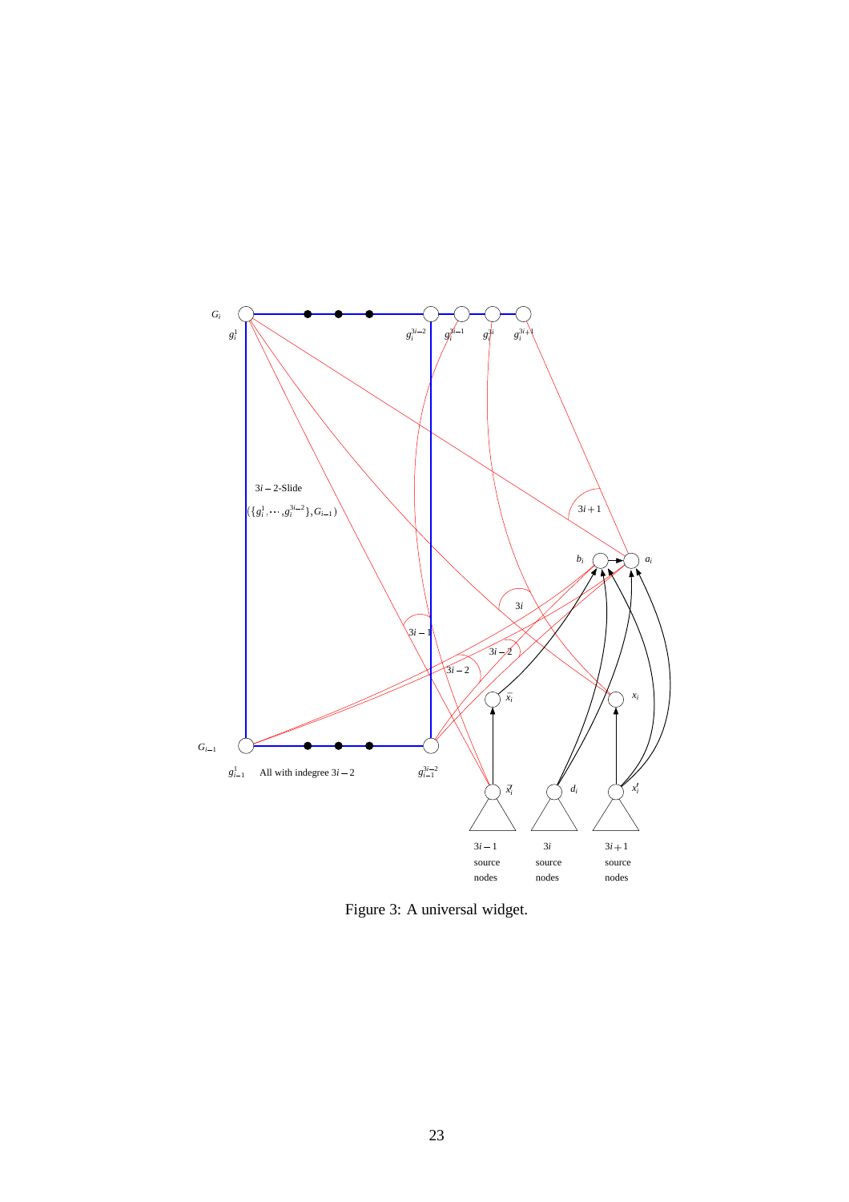Figure 3: A universal widget.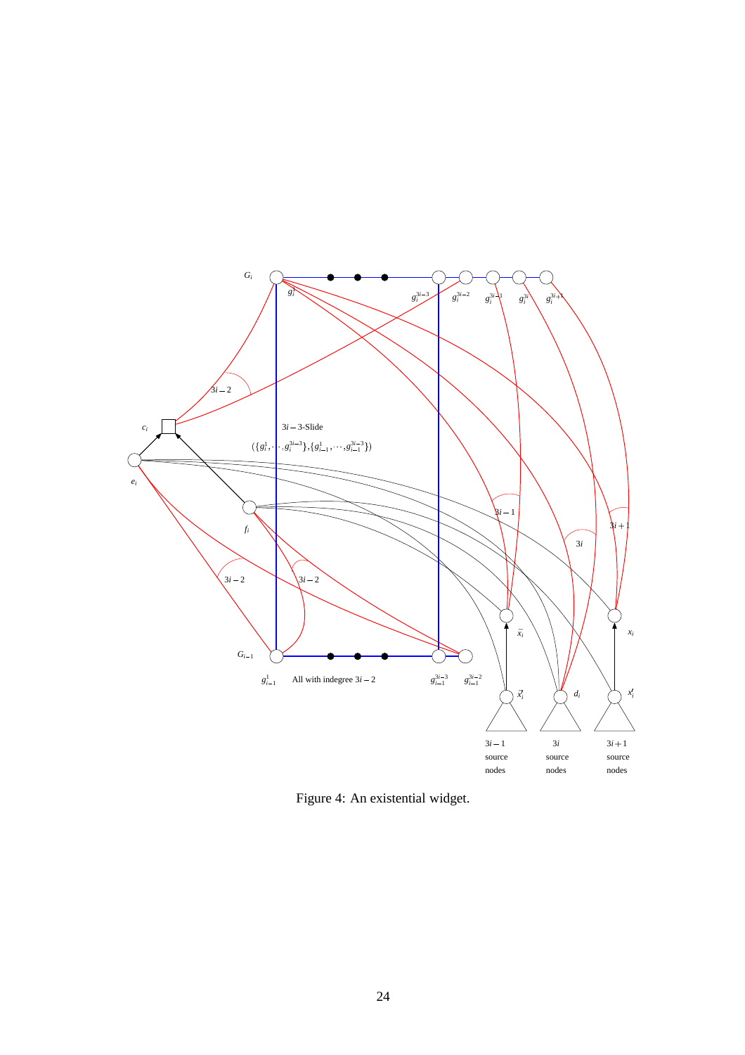Figure 4: An existential widget.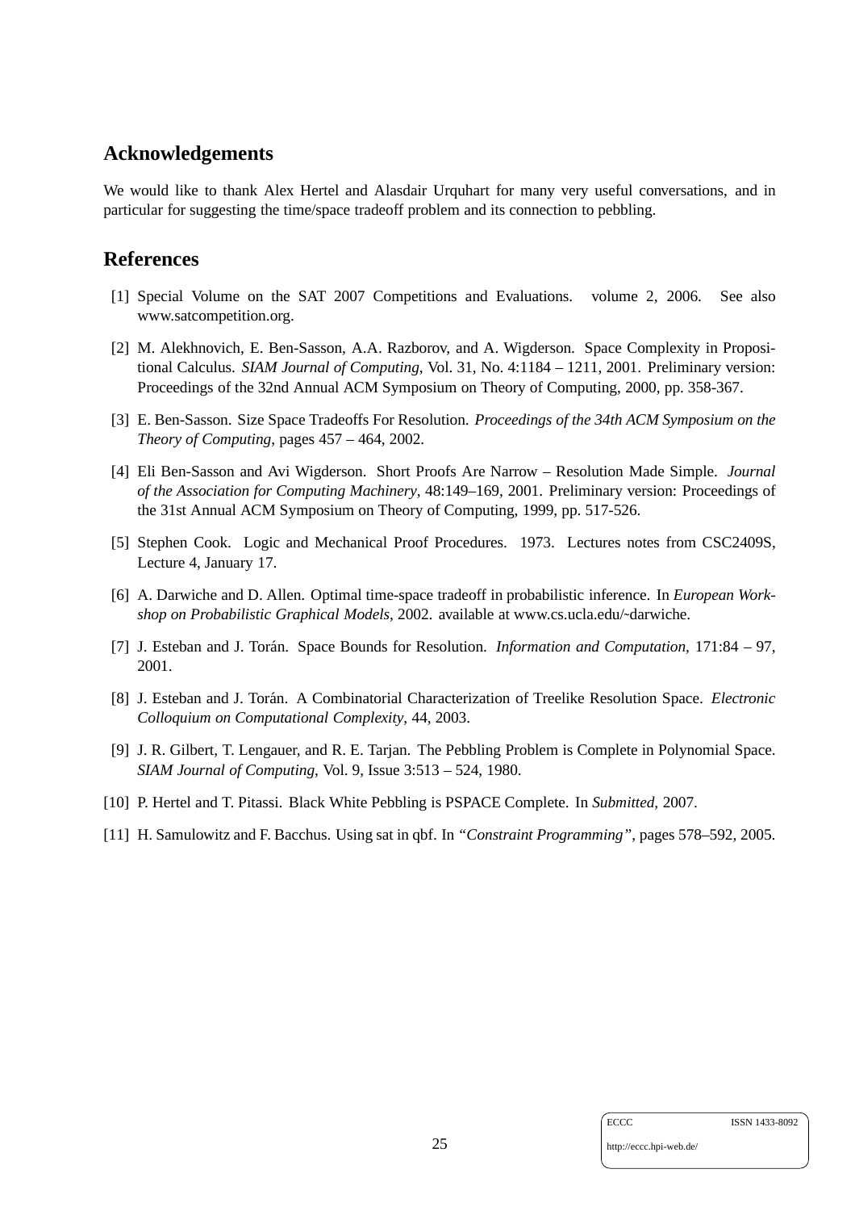## Acknowledgements

We would like to thank Alex Hertel and Alasdair Urquhart for many very useful conversations, and in particular for suggesting the time/space tradeoff problem and its connection to pebbling.

## References

[1] Special Volume on the SAT 2007 Competitions and Evaluations. volume 2, 2006. See also www.satcompetition.org.

[2] M. Alekhnovich, E. Ben-Sasson, A.A. Razborov, and A. Wigderson. Space Complexity in Propositional Calculus. *SIAM Journal of Computing*, Vol. 31, No. 4:1184 – 1211, 2001. Preliminary version: Proceedings of the 32nd Annual ACM Symposium on Theory of Computing, 2000, pp. 358-367.

[3] E. Ben-Sasson. Size Space Tradeoffs For Resolution. *Proceedings of the 34th ACM Symposium on the Theory of Computing*, pages 457 – 464, 2002.

[4] Eli Ben-Sasson and Avi Wigderson. Short Proofs Are Narrow – Resolution Made Simple. *Journal of the Association for Computing Machinery*, 48:149–169, 2001. Preliminary version: Proceedings of the 31st Annual ACM Symposium on Theory of Computing, 1999, pp. 517-526.

[5] Stephen Cook. Logic and Mechanical Proof Procedures. 1973. Lectures notes from CSC2409S, Lecture 4, January 17.

[6] A. Darwiche and D. Allen. Optimal time-space tradeoff in probabilistic inference. In *European Workshop on Probabilistic Graphical Models*, 2002. available at www.cs.ucla.edu/~darwiche.

[7] J. Esteban and J. Torán. Space Bounds for Resolution. *Information and Computation*, 171:84 – 97, 2001.

[8] J. Esteban and J. Torán. A Combinatorial Characterization of Treelike Resolution Space. *Electronic Colloquium on Computational Complexity*, 44, 2003.

[9] J. R. Gilbert, T. Lengauer, and R. E. Tarjan. The Pebbling Problem is Complete in Polynomial Space. *SIAM Journal of Computing*, Vol. 9, Issue 3:513 – 524, 1980.

[10] P. Hertel and T. Pitassi. Black White Pebbling is PSPACE Complete. In *Submitted*, 2007.

[11] H. Samulowitz and F. Bacchus. Using sat in qbf. In *"Constraint Programming"*, pages 578–592, 2005.

ECCC ISSN 1433-8092

http://eccc.hpi-web.de/